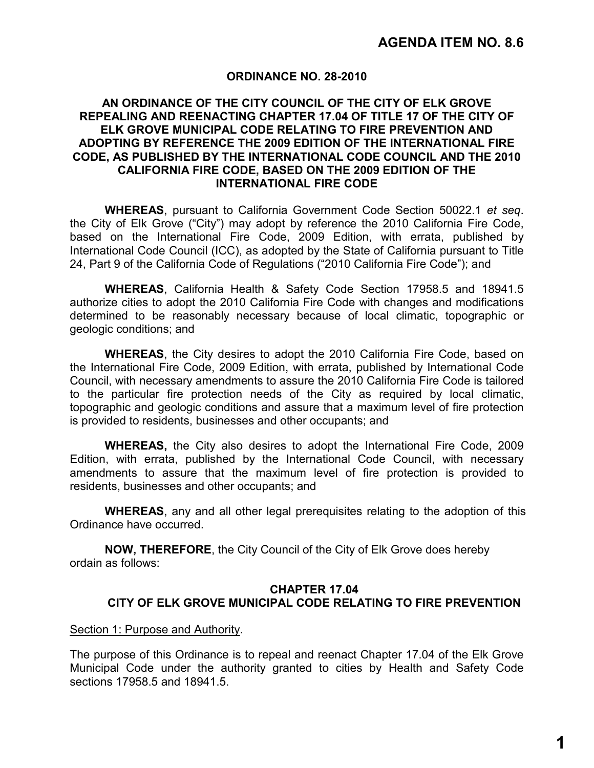# AGENDA ITEM NO. 8.6

**ORDINANCE NO. 28-2010**

**AN ORDINANCE OF THE CITY COUNCIL OF THE CITY OF ELK GROVE REPEALING AND REENACTING CHAPTER 17.04 OF TITLE 17 OF THE CITY OF ELK GROVE MUNICIPAL CODE RELATING TO FIRE PREVENTION AND ADOPTING BY REFERENCE THE 2009 EDITION OF THE INTERNATIONAL FIRE CODE, AS PUBLISHED BY THE INTERNATIONAL CODE COUNCIL AND THE 2010 CALIFORNIA FIRE CODE, BASED ON THE 2009 EDITION OF THE INTERNATIONAL FIRE CODE**

**WHEREAS**, pursuant to California Government Code Section 50022.1 *et seq*. the City of Elk Grove ("City") may adopt by reference the 2010 California Fire Code, based on the International Fire Code, 2009 Edition, with errata, published by International Code Council (ICC), as adopted by the State of California pursuant to Title 24, Part 9 of the California Code of Regulations ("2010 California Fire Code"); and

**WHEREAS**, California Health & Safety Code Section 17958.5 and 18941.5 authorize cities to adopt the 2010 California Fire Code with changes and modifications determined to be reasonably necessary because of local climatic, topographic or geologic conditions; and

**WHEREAS**, the City desires to adopt the 2010 California Fire Code, based on the International Fire Code, 2009 Edition, with errata, published by International Code Council, with necessary amendments to assure the 2010 California Fire Code is tailored to the particular fire protection needs of the City as required by local climatic, topographic and geologic conditions and assure that a maximum level of fire protection is provided to residents, businesses and other occupants; and

**WHEREAS,** the City also desires to adopt the International Fire Code, 2009 Edition, with errata, published by the International Code Council, with necessary amendments to assure that the maximum level of fire protection is provided to residents, businesses and other occupants; and

**WHEREAS**, any and all other legal prerequisites relating to the adoption of this Ordinance have occurred.

**NOW, THEREFORE**, the City Council of the City of Elk Grove does hereby ordain as follows:

## CHAPTER 17.04
## CITY OF ELK GROVE MUNICIPAL CODE RELATING TO FIRE PREVENTION

Section 1: Purpose and Authority.

The purpose of this Ordinance is to repeal and reenact Chapter 17.04 of the Elk Grove Municipal Code under the authority granted to cities by Health and Safety Code sections 17958.5 and 18941.5.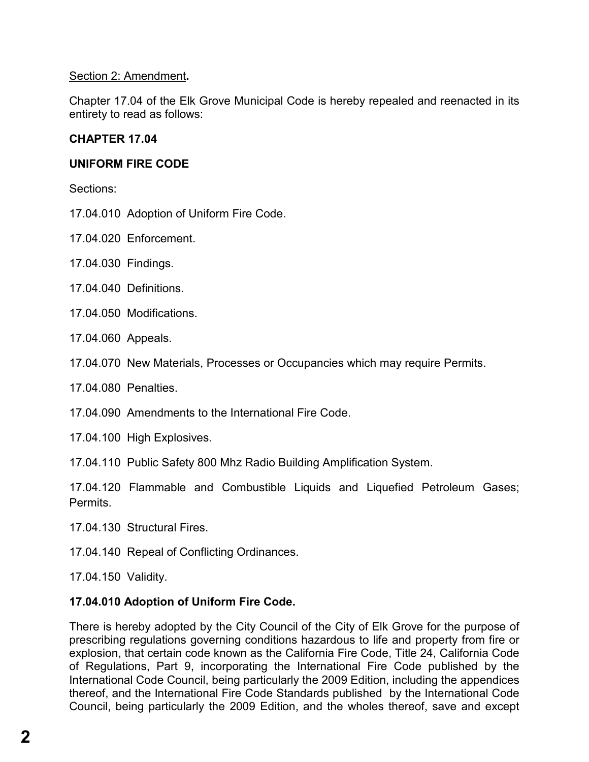Section 2: Amendment**.**

Chapter 17.04 of the Elk Grove Municipal Code is hereby repealed and reenacted in its entirety to read as follows:

**CHAPTER 17.04**

**UNIFORM FIRE CODE**

Sections:

17.04.010 Adoption of Uniform Fire Code.

17.04.020 Enforcement.

17.04.030 Findings.

17.04.040 Definitions.

17.04.050 Modifications.

17.04.060 Appeals.

17.04.070 New Materials, Processes or Occupancies which may require Permits.

17.04.080 Penalties.

17.04.090 Amendments to the International Fire Code.

17.04.100 High Explosives.

17.04.110 Public Safety 800 Mhz Radio Building Amplification System.

17.04.120 Flammable and Combustible Liquids and Liquefied Petroleum Gases; Permits.

17.04.130 Structural Fires.

17.04.140 Repeal of Conflicting Ordinances.

17.04.150 Validity.

**17.04.010 Adoption of Uniform Fire Code.**

There is hereby adopted by the City Council of the City of Elk Grove for the purpose of prescribing regulations governing conditions hazardous to life and property from fire or explosion, that certain code known as the California Fire Code, Title 24, California Code of Regulations, Part 9, incorporating the International Fire Code published by the International Code Council, being particularly the 2009 Edition, including the appendices thereof, and the International Fire Code Standards published by the International Code Council, being particularly the 2009 Edition, and the wholes thereof, save and except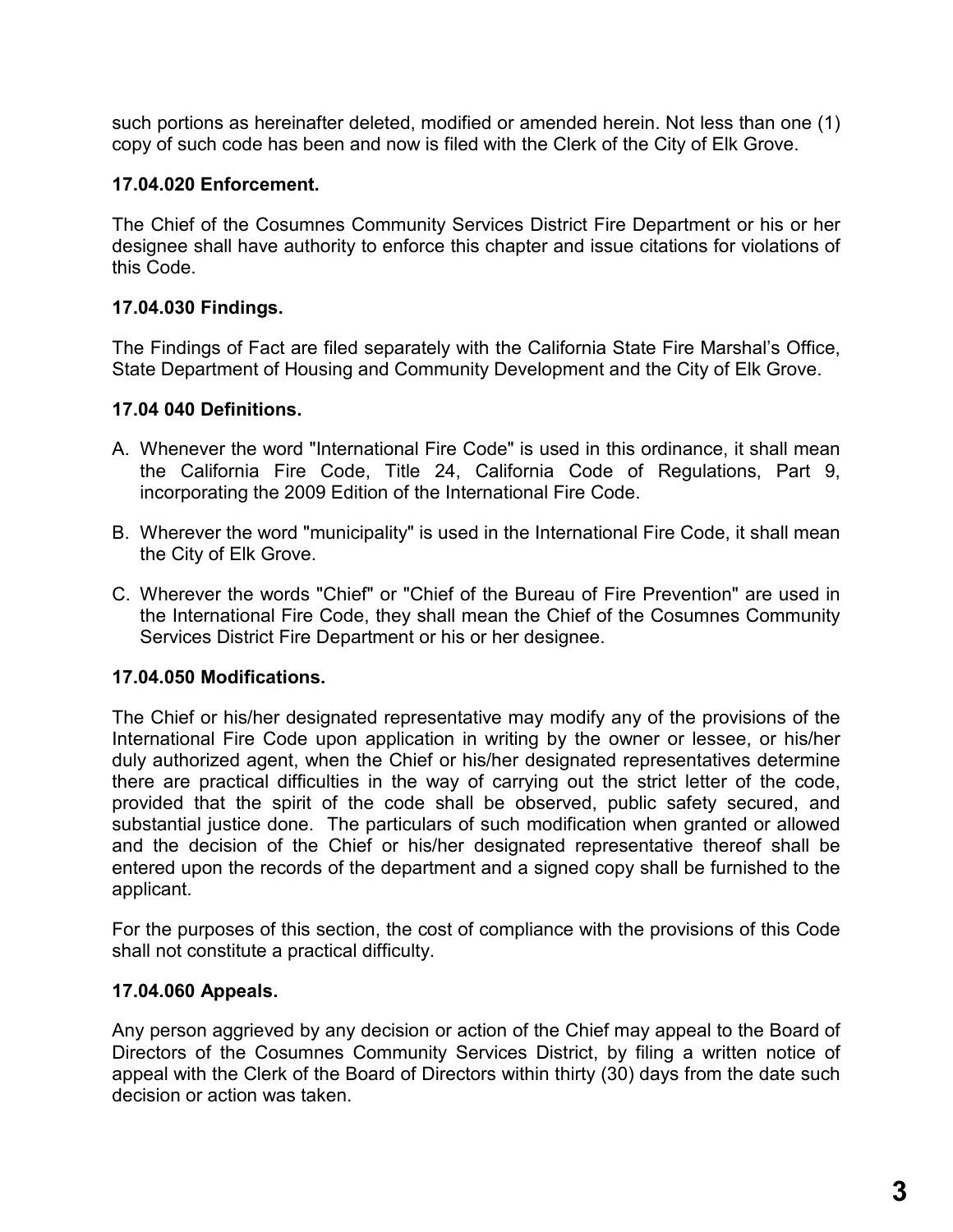such portions as hereinafter deleted, modified or amended herein. Not less than one (1) copy of such code has been and now is filed with the Clerk of the City of Elk Grove.

**17.04.020 Enforcement.**

The Chief of the Cosumnes Community Services District Fire Department or his or her designee shall have authority to enforce this chapter and issue citations for violations of this Code.

**17.04.030 Findings.**

The Findings of Fact are filed separately with the California State Fire Marshal's Office, State Department of Housing and Community Development and the City of Elk Grove.

**17.04 040 Definitions.**

A. Whenever the word "International Fire Code" is used in this ordinance, it shall mean the California Fire Code, Title 24, California Code of Regulations, Part 9, incorporating the 2009 Edition of the International Fire Code.

B. Wherever the word "municipality" is used in the International Fire Code, it shall mean the City of Elk Grove.

C. Wherever the words "Chief" or "Chief of the Bureau of Fire Prevention" are used in the International Fire Code, they shall mean the Chief of the Cosumnes Community Services District Fire Department or his or her designee.

**17.04.050 Modifications.**

The Chief or his/her designated representative may modify any of the provisions of the International Fire Code upon application in writing by the owner or lessee, or his/her duly authorized agent, when the Chief or his/her designated representatives determine there are practical difficulties in the way of carrying out the strict letter of the code, provided that the spirit of the code shall be observed, public safety secured, and substantial justice done. The particulars of such modification when granted or allowed and the decision of the Chief or his/her designated representative thereof shall be entered upon the records of the department and a signed copy shall be furnished to the applicant.

For the purposes of this section, the cost of compliance with the provisions of this Code shall not constitute a practical difficulty.

**17.04.060 Appeals.**

Any person aggrieved by any decision or action of the Chief may appeal to the Board of Directors of the Cosumnes Community Services District, by filing a written notice of appeal with the Clerk of the Board of Directors within thirty (30) days from the date such decision or action was taken.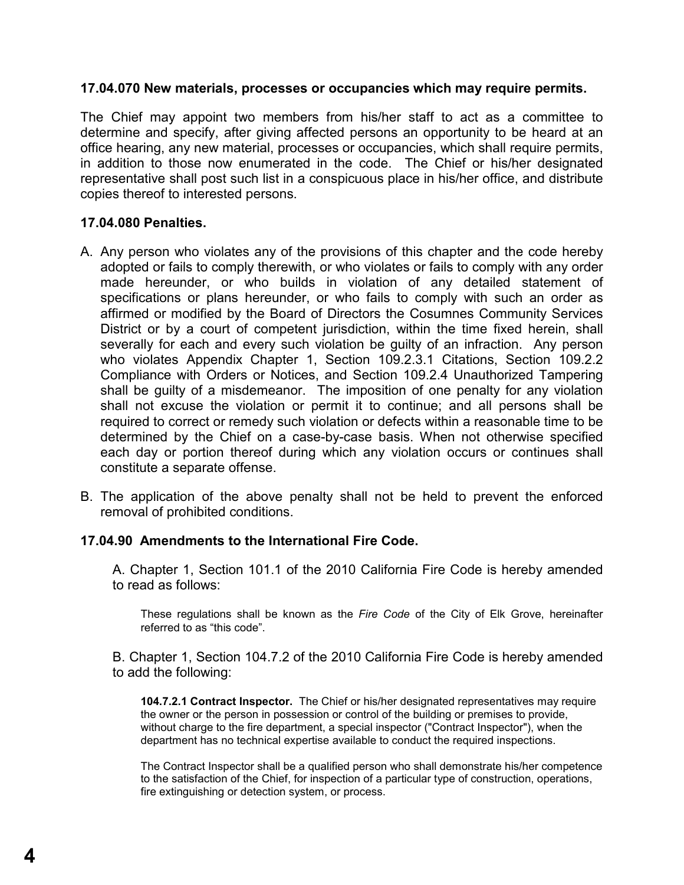**17.04.070 New materials, processes or occupancies which may require permits.**

The Chief may appoint two members from his/her staff to act as a committee to determine and specify, after giving affected persons an opportunity to be heard at an office hearing, any new material, processes or occupancies, which shall require permits, in addition to those now enumerated in the code. The Chief or his/her designated representative shall post such list in a conspicuous place in his/her office, and distribute copies thereof to interested persons.

**17.04.080 Penalties.**

A. Any person who violates any of the provisions of this chapter and the code hereby adopted or fails to comply therewith, or who violates or fails to comply with any order made hereunder, or who builds in violation of any detailed statement of specifications or plans hereunder, or who fails to comply with such an order as affirmed or modified by the Board of Directors the Cosumnes Community Services District or by a court of competent jurisdiction, within the time fixed herein, shall severally for each and every such violation be guilty of an infraction. Any person who violates Appendix Chapter 1, Section 109.2.3.1 Citations, Section 109.2.2 Compliance with Orders or Notices, and Section 109.2.4 Unauthorized Tampering shall be guilty of a misdemeanor. The imposition of one penalty for any violation shall not excuse the violation or permit it to continue; and all persons shall be required to correct or remedy such violation or defects within a reasonable time to be determined by the Chief on a case-by-case basis. When not otherwise specified each day or portion thereof during which any violation occurs or continues shall constitute a separate offense.

B. The application of the above penalty shall not be held to prevent the enforced removal of prohibited conditions.

**17.04.90 Amendments to the International Fire Code.**

A. Chapter 1, Section 101.1 of the 2010 California Fire Code is hereby amended to read as follows:

> These regulations shall be known as the *Fire Code* of the City of Elk Grove, hereinafter referred to as "this code".

B. Chapter 1, Section 104.7.2 of the 2010 California Fire Code is hereby amended to add the following:

> **104.7.2.1 Contract Inspector.** The Chief or his/her designated representatives may require the owner or the person in possession or control of the building or premises to provide, without charge to the fire department, a special inspector ("Contract Inspector"), when the department has no technical expertise available to conduct the required inspections.
>
> The Contract Inspector shall be a qualified person who shall demonstrate his/her competence to the satisfaction of the Chief, for inspection of a particular type of construction, operations, fire extinguishing or detection system, or process.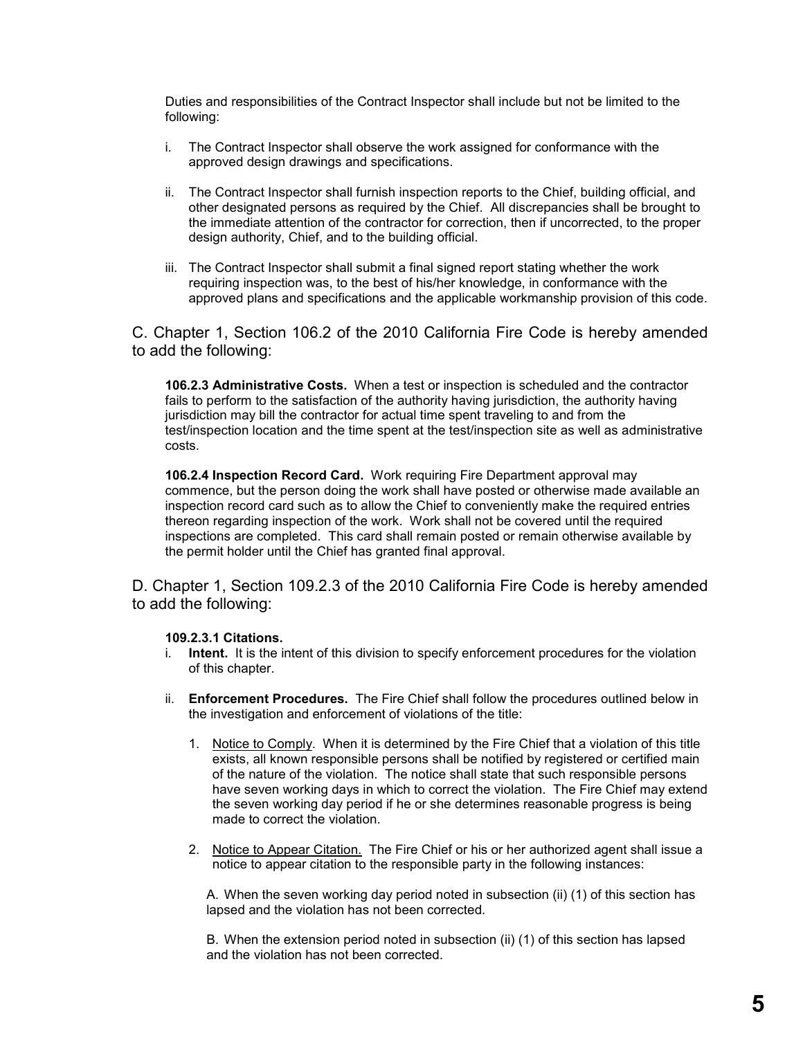Duties and responsibilities of the Contract Inspector shall include but not be limited to the following:

i. The Contract Inspector shall observe the work assigned for conformance with the approved design drawings and specifications.

ii. The Contract Inspector shall furnish inspection reports to the Chief, building official, and other designated persons as required by the Chief. All discrepancies shall be brought to the immediate attention of the contractor for correction, then if uncorrected, to the proper design authority, Chief, and to the building official.

iii. The Contract Inspector shall submit a final signed report stating whether the work requiring inspection was, to the best of his/her knowledge, in conformance with the approved plans and specifications and the applicable workmanship provision of this code.

C. Chapter 1, Section 106.2 of the 2010 California Fire Code is hereby amended to add the following:

**106.2.3 Administrative Costs.** When a test or inspection is scheduled and the contractor fails to perform to the satisfaction of the authority having jurisdiction, the authority having jurisdiction may bill the contractor for actual time spent traveling to and from the test/inspection location and the time spent at the test/inspection site as well as administrative costs.

**106.2.4 Inspection Record Card.** Work requiring Fire Department approval may commence, but the person doing the work shall have posted or otherwise made available an inspection record card such as to allow the Chief to conveniently make the required entries thereon regarding inspection of the work. Work shall not be covered until the required inspections are completed. This card shall remain posted or remain otherwise available by the permit holder until the Chief has granted final approval.

D. Chapter 1, Section 109.2.3 of the 2010 California Fire Code is hereby amended to add the following:

**109.2.3.1 Citations.**

i. **Intent.** It is the intent of this division to specify enforcement procedures for the violation of this chapter.

ii. **Enforcement Procedures.** The Fire Chief shall follow the procedures outlined below in the investigation and enforcement of violations of the title:

1. Notice to Comply. When it is determined by the Fire Chief that a violation of this title exists, all known responsible persons shall be notified by registered or certified main of the nature of the violation. The notice shall state that such responsible persons have seven working days in which to correct the violation. The Fire Chief may extend the seven working day period if he or she determines reasonable progress is being made to correct the violation.

2. Notice to Appear Citation. The Fire Chief or his or her authorized agent shall issue a notice to appear citation to the responsible party in the following instances:

   A. When the seven working day period noted in subsection (ii) (1) of this section has lapsed and the violation has not been corrected.

   B. When the extension period noted in subsection (ii) (1) of this section has lapsed and the violation has not been corrected.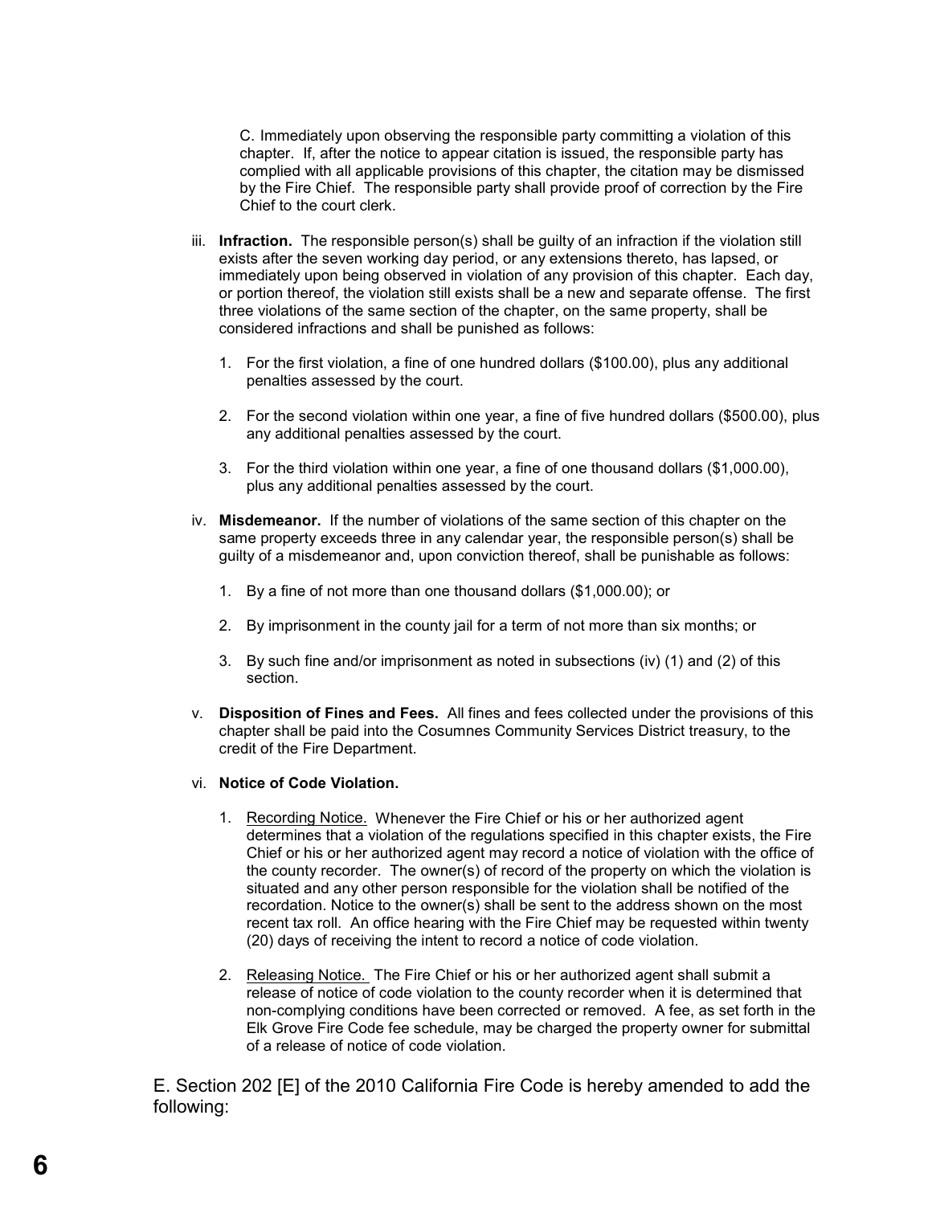C. Immediately upon observing the responsible party committing a violation of this chapter. If, after the notice to appear citation is issued, the responsible party has complied with all applicable provisions of this chapter, the citation may be dismissed by the Fire Chief. The responsible party shall provide proof of correction by the Fire Chief to the court clerk.

iii. **Infraction.** The responsible person(s) shall be guilty of an infraction if the violation still exists after the seven working day period, or any extensions thereto, has lapsed, or immediately upon being observed in violation of any provision of this chapter. Each day, or portion thereof, the violation still exists shall be a new and separate offense. The first three violations of the same section of the chapter, on the same property, shall be considered infractions and shall be punished as follows:

1. For the first violation, a fine of one hundred dollars ($100.00), plus any additional penalties assessed by the court.
2. For the second violation within one year, a fine of five hundred dollars ($500.00), plus any additional penalties assessed by the court.
3. For the third violation within one year, a fine of one thousand dollars ($1,000.00), plus any additional penalties assessed by the court.

iv. **Misdemeanor.** If the number of violations of the same section of this chapter on the same property exceeds three in any calendar year, the responsible person(s) shall be guilty of a misdemeanor and, upon conviction thereof, shall be punishable as follows:

1. By a fine of not more than one thousand dollars ($1,000.00); or
2. By imprisonment in the county jail for a term of not more than six months; or
3. By such fine and/or imprisonment as noted in subsections (iv) (1) and (2) of this section.

v. **Disposition of Fines and Fees.** All fines and fees collected under the provisions of this chapter shall be paid into the Cosumnes Community Services District treasury, to the credit of the Fire Department.

vi. **Notice of Code Violation.**

1. Recording Notice. Whenever the Fire Chief or his or her authorized agent determines that a violation of the regulations specified in this chapter exists, the Fire Chief or his or her authorized agent may record a notice of violation with the office of the county recorder. The owner(s) of record of the property on which the violation is situated and any other person responsible for the violation shall be notified of the recordation. Notice to the owner(s) shall be sent to the address shown on the most recent tax roll. An office hearing with the Fire Chief may be requested within twenty (20) days of receiving the intent to record a notice of code violation.
2. Releasing Notice. The Fire Chief or his or her authorized agent shall submit a release of notice of code violation to the county recorder when it is determined that non-complying conditions have been corrected or removed. A fee, as set forth in the Elk Grove Fire Code fee schedule, may be charged the property owner for submittal of a release of notice of code violation.

E. Section 202 [E] of the 2010 California Fire Code is hereby amended to add the following: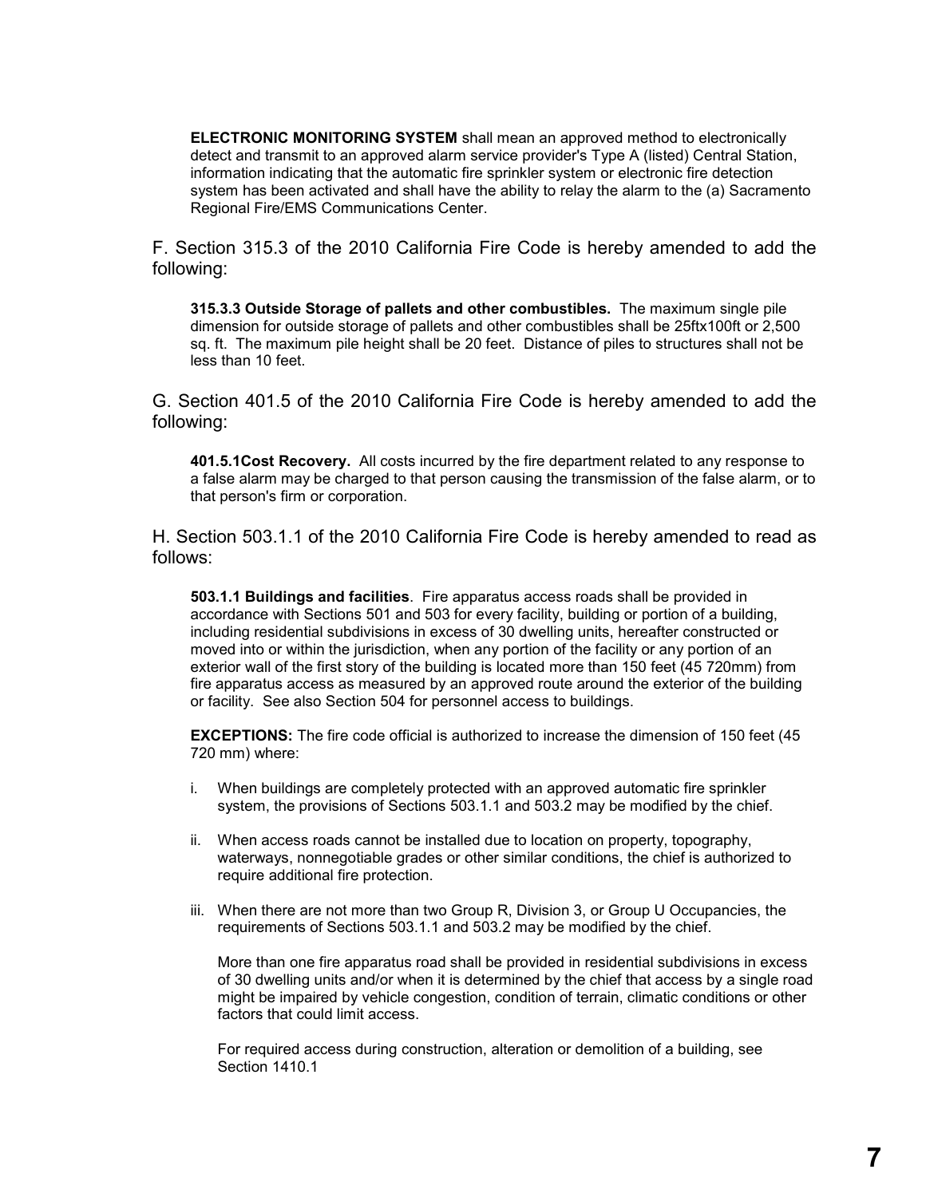**ELECTRONIC MONITORING SYSTEM** shall mean an approved method to electronically detect and transmit to an approved alarm service provider's Type A (listed) Central Station, information indicating that the automatic fire sprinkler system or electronic fire detection system has been activated and shall have the ability to relay the alarm to the (a) Sacramento Regional Fire/EMS Communications Center.

F. Section 315.3 of the 2010 California Fire Code is hereby amended to add the following:

**315.3.3 Outside Storage of pallets and other combustibles.** The maximum single pile dimension for outside storage of pallets and other combustibles shall be 25ftx100ft or 2,500 sq. ft. The maximum pile height shall be 20 feet. Distance of piles to structures shall not be less than 10 feet.

G. Section 401.5 of the 2010 California Fire Code is hereby amended to add the following:

**401.5.1Cost Recovery.** All costs incurred by the fire department related to any response to a false alarm may be charged to that person causing the transmission of the false alarm, or to that person's firm or corporation.

H. Section 503.1.1 of the 2010 California Fire Code is hereby amended to read as follows:

**503.1.1 Buildings and facilities**. Fire apparatus access roads shall be provided in accordance with Sections 501 and 503 for every facility, building or portion of a building, including residential subdivisions in excess of 30 dwelling units, hereafter constructed or moved into or within the jurisdiction, when any portion of the facility or any portion of an exterior wall of the first story of the building is located more than 150 feet (45 720mm) from fire apparatus access as measured by an approved route around the exterior of the building or facility. See also Section 504 for personnel access to buildings.

**EXCEPTIONS:** The fire code official is authorized to increase the dimension of 150 feet (45 720 mm) where:

i. When buildings are completely protected with an approved automatic fire sprinkler system, the provisions of Sections 503.1.1 and 503.2 may be modified by the chief.

ii. When access roads cannot be installed due to location on property, topography, waterways, nonnegotiable grades or other similar conditions, the chief is authorized to require additional fire protection.

iii. When there are not more than two Group R, Division 3, or Group U Occupancies, the requirements of Sections 503.1.1 and 503.2 may be modified by the chief.

More than one fire apparatus road shall be provided in residential subdivisions in excess of 30 dwelling units and/or when it is determined by the chief that access by a single road might be impaired by vehicle congestion, condition of terrain, climatic conditions or other factors that could limit access.

For required access during construction, alteration or demolition of a building, see Section 1410.1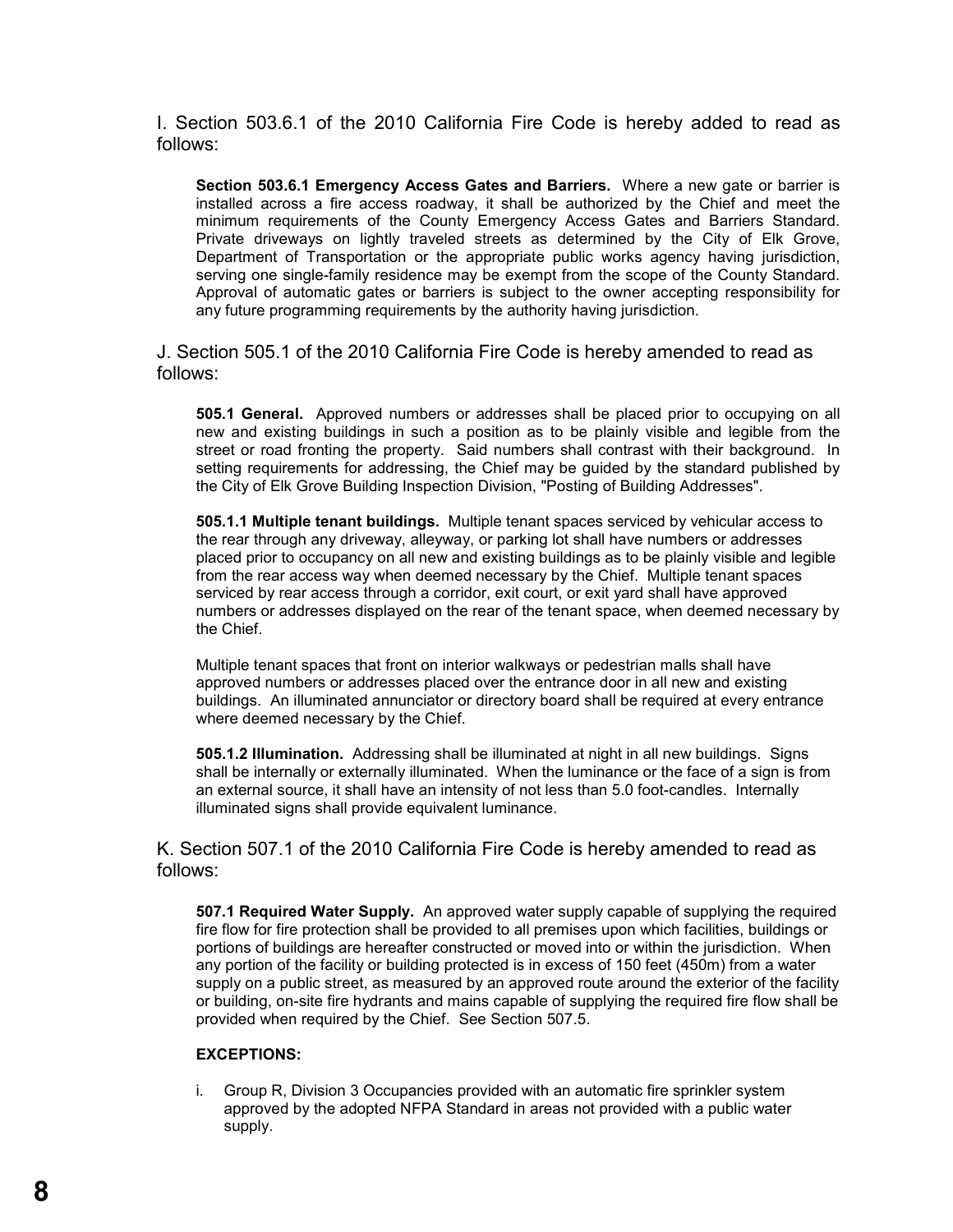I. Section 503.6.1 of the 2010 California Fire Code is hereby added to read as follows:

**Section 503.6.1 Emergency Access Gates and Barriers.** Where a new gate or barrier is installed across a fire access roadway, it shall be authorized by the Chief and meet the minimum requirements of the County Emergency Access Gates and Barriers Standard. Private driveways on lightly traveled streets as determined by the City of Elk Grove, Department of Transportation or the appropriate public works agency having jurisdiction, serving one single-family residence may be exempt from the scope of the County Standard. Approval of automatic gates or barriers is subject to the owner accepting responsibility for any future programming requirements by the authority having jurisdiction.

J. Section 505.1 of the 2010 California Fire Code is hereby amended to read as follows:

**505.1 General.** Approved numbers or addresses shall be placed prior to occupying on all new and existing buildings in such a position as to be plainly visible and legible from the street or road fronting the property. Said numbers shall contrast with their background. In setting requirements for addressing, the Chief may be guided by the standard published by the City of Elk Grove Building Inspection Division, "Posting of Building Addresses".

**505.1.1 Multiple tenant buildings.** Multiple tenant spaces serviced by vehicular access to the rear through any driveway, alleyway, or parking lot shall have numbers or addresses placed prior to occupancy on all new and existing buildings as to be plainly visible and legible from the rear access way when deemed necessary by the Chief. Multiple tenant spaces serviced by rear access through a corridor, exit court, or exit yard shall have approved numbers or addresses displayed on the rear of the tenant space, when deemed necessary by the Chief.

Multiple tenant spaces that front on interior walkways or pedestrian malls shall have approved numbers or addresses placed over the entrance door in all new and existing buildings. An illuminated annunciator or directory board shall be required at every entrance where deemed necessary by the Chief.

**505.1.2 Illumination.** Addressing shall be illuminated at night in all new buildings. Signs shall be internally or externally illuminated. When the luminance or the face of a sign is from an external source, it shall have an intensity of not less than 5.0 foot-candles. Internally illuminated signs shall provide equivalent luminance.

K. Section 507.1 of the 2010 California Fire Code is hereby amended to read as follows:

**507.1 Required Water Supply.** An approved water supply capable of supplying the required fire flow for fire protection shall be provided to all premises upon which facilities, buildings or portions of buildings are hereafter constructed or moved into or within the jurisdiction. When any portion of the facility or building protected is in excess of 150 feet (450m) from a water supply on a public street, as measured by an approved route around the exterior of the facility or building, on-site fire hydrants and mains capable of supplying the required fire flow shall be provided when required by the Chief. See Section 507.5.

**EXCEPTIONS:**

i. Group R, Division 3 Occupancies provided with an automatic fire sprinkler system approved by the adopted NFPA Standard in areas not provided with a public water supply.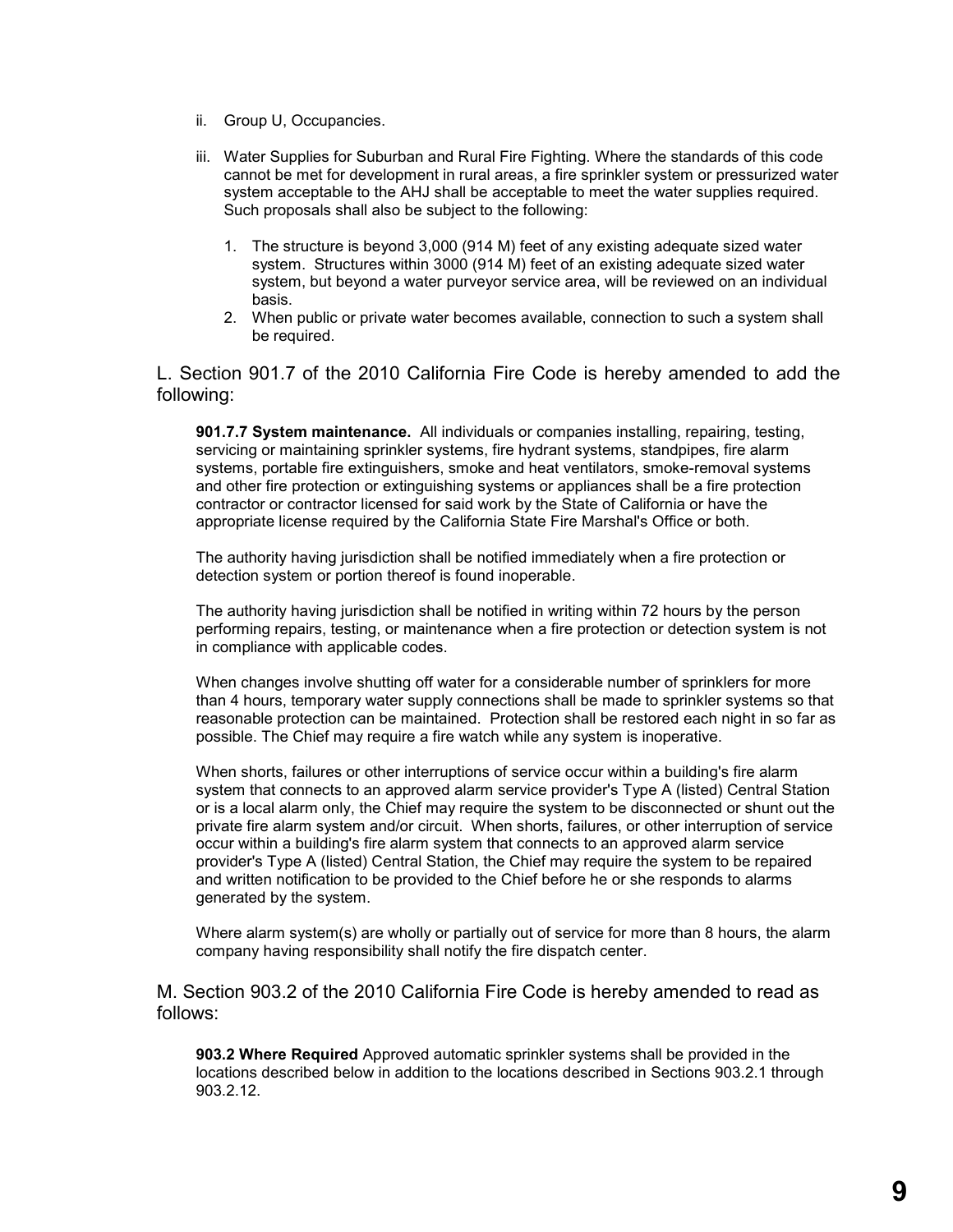ii. Group U, Occupancies.

iii. Water Supplies for Suburban and Rural Fire Fighting. Where the standards of this code cannot be met for development in rural areas, a fire sprinkler system or pressurized water system acceptable to the AHJ shall be acceptable to meet the water supplies required. Such proposals shall also be subject to the following:

1. The structure is beyond 3,000 (914 M) feet of any existing adequate sized water system. Structures within 3000 (914 M) feet of an existing adequate sized water system, but beyond a water purveyor service area, will be reviewed on an individual basis.
2. When public or private water becomes available, connection to such a system shall be required.

L. Section 901.7 of the 2010 California Fire Code is hereby amended to add the following:

**901.7.7 System maintenance.** All individuals or companies installing, repairing, testing, servicing or maintaining sprinkler systems, fire hydrant systems, standpipes, fire alarm systems, portable fire extinguishers, smoke and heat ventilators, smoke-removal systems and other fire protection or extinguishing systems or appliances shall be a fire protection contractor or contractor licensed for said work by the State of California or have the appropriate license required by the California State Fire Marshal's Office or both.

The authority having jurisdiction shall be notified immediately when a fire protection or detection system or portion thereof is found inoperable.

The authority having jurisdiction shall be notified in writing within 72 hours by the person performing repairs, testing, or maintenance when a fire protection or detection system is not in compliance with applicable codes.

When changes involve shutting off water for a considerable number of sprinklers for more than 4 hours, temporary water supply connections shall be made to sprinkler systems so that reasonable protection can be maintained. Protection shall be restored each night in so far as possible. The Chief may require a fire watch while any system is inoperative.

When shorts, failures or other interruptions of service occur within a building's fire alarm system that connects to an approved alarm service provider's Type A (listed) Central Station or is a local alarm only, the Chief may require the system to be disconnected or shunt out the private fire alarm system and/or circuit. When shorts, failures, or other interruption of service occur within a building's fire alarm system that connects to an approved alarm service provider's Type A (listed) Central Station, the Chief may require the system to be repaired and written notification to be provided to the Chief before he or she responds to alarms generated by the system.

Where alarm system(s) are wholly or partially out of service for more than 8 hours, the alarm company having responsibility shall notify the fire dispatch center.

M. Section 903.2 of the 2010 California Fire Code is hereby amended to read as follows:

**903.2 Where Required** Approved automatic sprinkler systems shall be provided in the locations described below in addition to the locations described in Sections 903.2.1 through 903.2.12.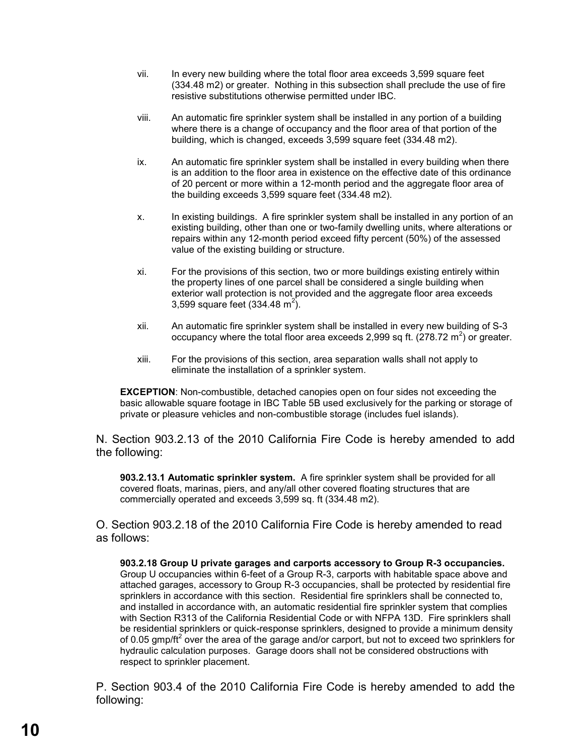vii. In every new building where the total floor area exceeds 3,599 square feet (334.48 m2) or greater. Nothing in this subsection shall preclude the use of fire resistive substitutions otherwise permitted under IBC.

viii. An automatic fire sprinkler system shall be installed in any portion of a building where there is a change of occupancy and the floor area of that portion of the building, which is changed, exceeds 3,599 square feet (334.48 m2).

ix. An automatic fire sprinkler system shall be installed in every building when there is an addition to the floor area in existence on the effective date of this ordinance of 20 percent or more within a 12-month period and the aggregate floor area of the building exceeds 3,599 square feet (334.48 m2).

x. In existing buildings. A fire sprinkler system shall be installed in any portion of an existing building, other than one or two-family dwelling units, where alterations or repairs within any 12-month period exceed fifty percent (50%) of the assessed value of the existing building or structure.

xi. For the provisions of this section, two or more buildings existing entirely within the property lines of one parcel shall be considered a single building when exterior wall protection is not provided and the aggregate floor area exceeds 3,599 square feet (334.48 $m^2$).

xii. An automatic fire sprinkler system shall be installed in every new building of S-3 occupancy where the total floor area exceeds 2,999 sq ft. (278.72 $m^2$) or greater.

xiii. For the provisions of this section, area separation walls shall not apply to eliminate the installation of a sprinkler system.

**EXCEPTION**: Non-combustible, detached canopies open on four sides not exceeding the basic allowable square footage in IBC Table 5B used exclusively for the parking or storage of private or pleasure vehicles and non-combustible storage (includes fuel islands).

N. Section 903.2.13 of the 2010 California Fire Code is hereby amended to add the following:

**903.2.13.1 Automatic sprinkler system.** A fire sprinkler system shall be provided for all covered floats, marinas, piers, and any/all other covered floating structures that are commercially operated and exceeds 3,599 sq. ft (334.48 m2).

O. Section 903.2.18 of the 2010 California Fire Code is hereby amended to read as follows:

**903.2.18 Group U private garages and carports accessory to Group R-3 occupancies.** Group U occupancies within 6-feet of a Group R-3, carports with habitable space above and attached garages, accessory to Group R-3 occupancies, shall be protected by residential fire sprinklers in accordance with this section. Residential fire sprinklers shall be connected to, and installed in accordance with, an automatic residential fire sprinkler system that complies with Section R313 of the California Residential Code or with NFPA 13D. Fire sprinklers shall be residential sprinklers or quick-response sprinklers, designed to provide a minimum density of 0.05 gmp/$ft^2$ over the area of the garage and/or carport, but not to exceed two sprinklers for hydraulic calculation purposes. Garage doors shall not be considered obstructions with respect to sprinkler placement.

P. Section 903.4 of the 2010 California Fire Code is hereby amended to add the following: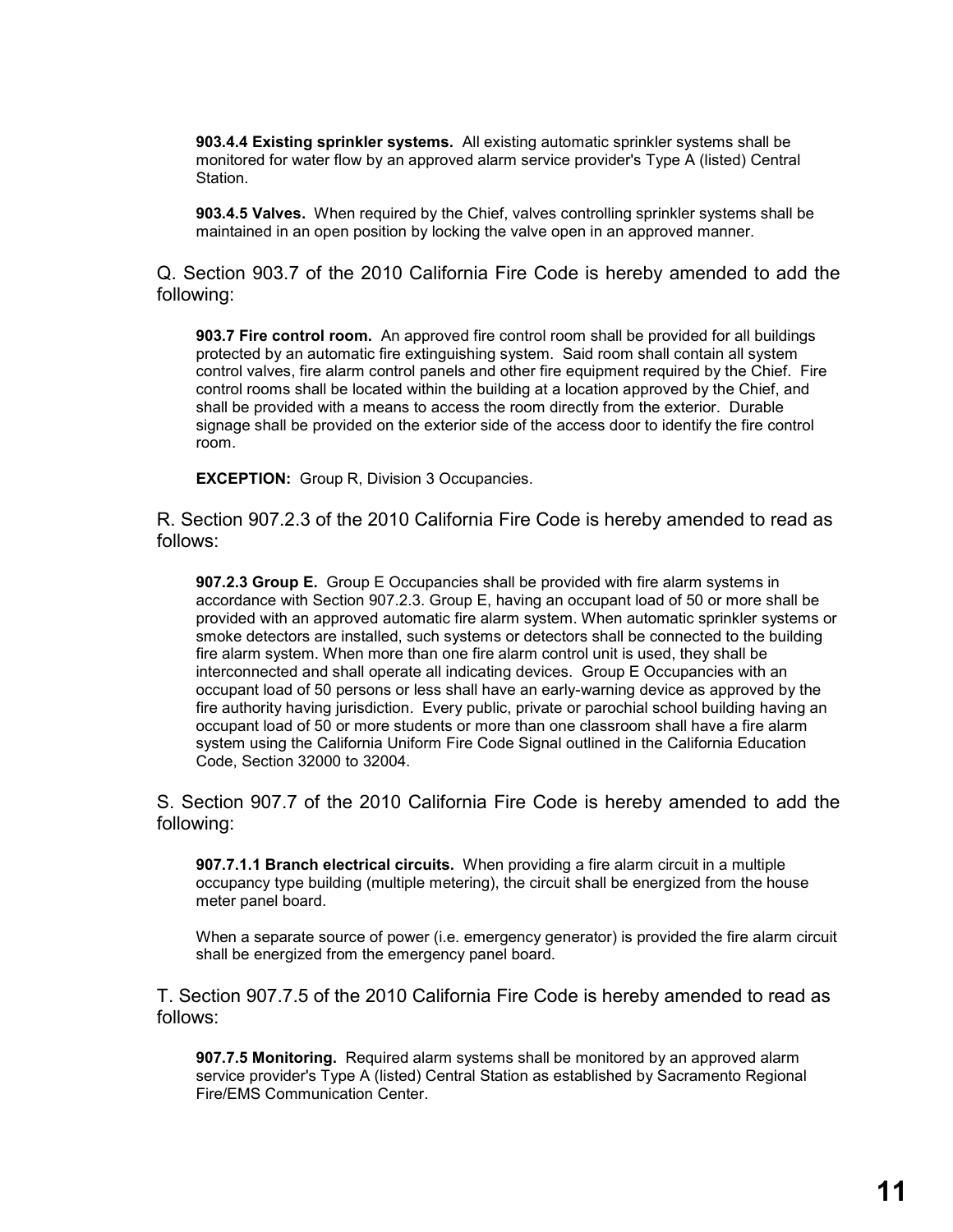**903.4.4 Existing sprinkler systems.** All existing automatic sprinkler systems shall be monitored for water flow by an approved alarm service provider's Type A (listed) Central Station.

**903.4.5 Valves.** When required by the Chief, valves controlling sprinkler systems shall be maintained in an open position by locking the valve open in an approved manner.

Q. Section 903.7 of the 2010 California Fire Code is hereby amended to add the following:

**903.7 Fire control room.** An approved fire control room shall be provided for all buildings protected by an automatic fire extinguishing system. Said room shall contain all system control valves, fire alarm control panels and other fire equipment required by the Chief. Fire control rooms shall be located within the building at a location approved by the Chief, and shall be provided with a means to access the room directly from the exterior. Durable signage shall be provided on the exterior side of the access door to identify the fire control room.

**EXCEPTION:** Group R, Division 3 Occupancies.

R. Section 907.2.3 of the 2010 California Fire Code is hereby amended to read as follows:

**907.2.3 Group E.** Group E Occupancies shall be provided with fire alarm systems in accordance with Section 907.2.3. Group E, having an occupant load of 50 or more shall be provided with an approved automatic fire alarm system. When automatic sprinkler systems or smoke detectors are installed, such systems or detectors shall be connected to the building fire alarm system. When more than one fire alarm control unit is used, they shall be interconnected and shall operate all indicating devices. Group E Occupancies with an occupant load of 50 persons or less shall have an early-warning device as approved by the fire authority having jurisdiction. Every public, private or parochial school building having an occupant load of 50 or more students or more than one classroom shall have a fire alarm system using the California Uniform Fire Code Signal outlined in the California Education Code, Section 32000 to 32004.

S. Section 907.7 of the 2010 California Fire Code is hereby amended to add the following:

**907.7.1.1 Branch electrical circuits.** When providing a fire alarm circuit in a multiple occupancy type building (multiple metering), the circuit shall be energized from the house meter panel board.

When a separate source of power (i.e. emergency generator) is provided the fire alarm circuit shall be energized from the emergency panel board.

T. Section 907.7.5 of the 2010 California Fire Code is hereby amended to read as follows:

**907.7.5 Monitoring.** Required alarm systems shall be monitored by an approved alarm service provider's Type A (listed) Central Station as established by Sacramento Regional Fire/EMS Communication Center.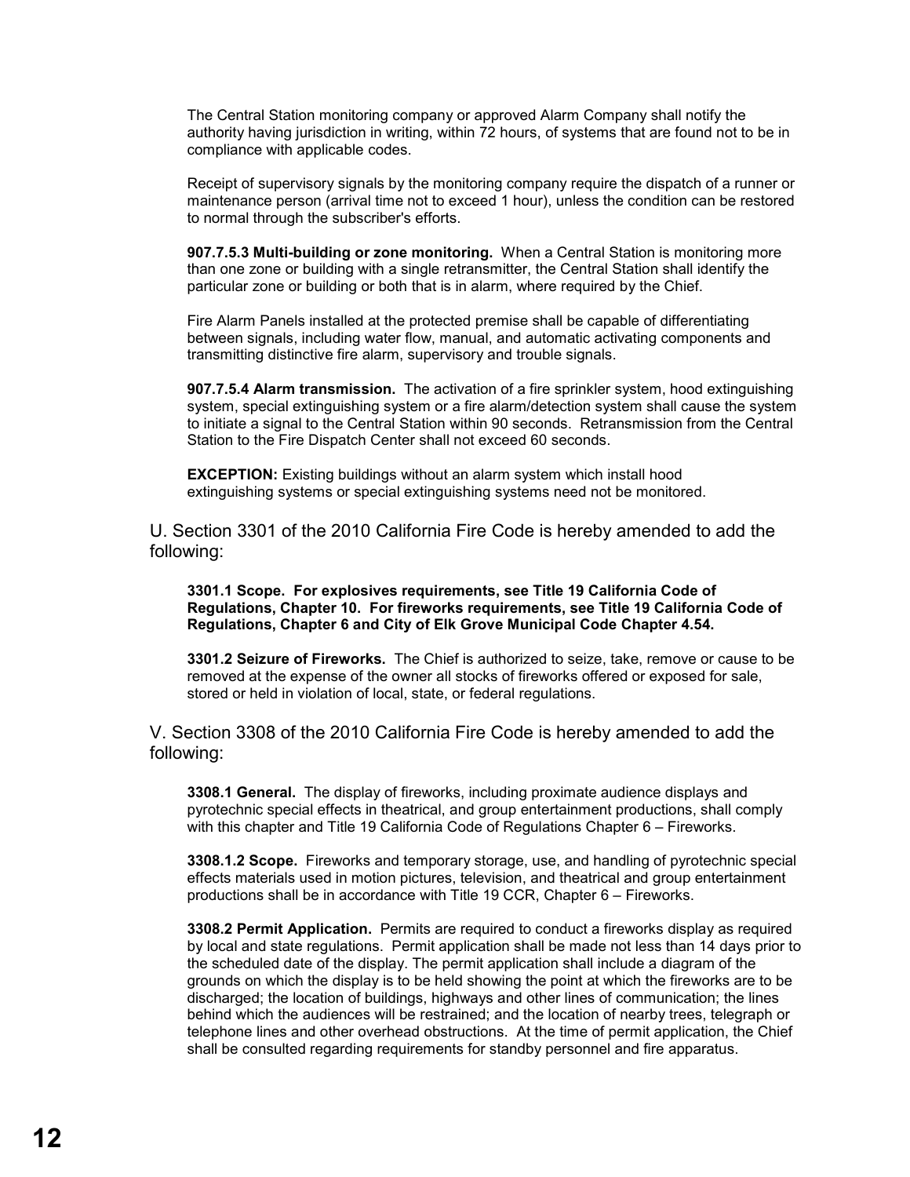The Central Station monitoring company or approved Alarm Company shall notify the authority having jurisdiction in writing, within 72 hours, of systems that are found not to be in compliance with applicable codes.

Receipt of supervisory signals by the monitoring company require the dispatch of a runner or maintenance person (arrival time not to exceed 1 hour), unless the condition can be restored to normal through the subscriber's efforts.

**907.7.5.3 Multi-building or zone monitoring.** When a Central Station is monitoring more than one zone or building with a single retransmitter, the Central Station shall identify the particular zone or building or both that is in alarm, where required by the Chief.

Fire Alarm Panels installed at the protected premise shall be capable of differentiating between signals, including water flow, manual, and automatic activating components and transmitting distinctive fire alarm, supervisory and trouble signals.

**907.7.5.4 Alarm transmission.** The activation of a fire sprinkler system, hood extinguishing system, special extinguishing system or a fire alarm/detection system shall cause the system to initiate a signal to the Central Station within 90 seconds. Retransmission from the Central Station to the Fire Dispatch Center shall not exceed 60 seconds.

**EXCEPTION:** Existing buildings without an alarm system which install hood extinguishing systems or special extinguishing systems need not be monitored.

U. Section 3301 of the 2010 California Fire Code is hereby amended to add the following:

**3301.1 Scope. For explosives requirements, see Title 19 California Code of Regulations, Chapter 10. For fireworks requirements, see Title 19 California Code of Regulations, Chapter 6 and City of Elk Grove Municipal Code Chapter 4.54.**

**3301.2 Seizure of Fireworks.** The Chief is authorized to seize, take, remove or cause to be removed at the expense of the owner all stocks of fireworks offered or exposed for sale, stored or held in violation of local, state, or federal regulations.

V. Section 3308 of the 2010 California Fire Code is hereby amended to add the following:

**3308.1 General.** The display of fireworks, including proximate audience displays and pyrotechnic special effects in theatrical, and group entertainment productions, shall comply with this chapter and Title 19 California Code of Regulations Chapter 6 – Fireworks.

**3308.1.2 Scope.** Fireworks and temporary storage, use, and handling of pyrotechnic special effects materials used in motion pictures, television, and theatrical and group entertainment productions shall be in accordance with Title 19 CCR, Chapter 6 – Fireworks.

**3308.2 Permit Application.** Permits are required to conduct a fireworks display as required by local and state regulations. Permit application shall be made not less than 14 days prior to the scheduled date of the display. The permit application shall include a diagram of the grounds on which the display is to be held showing the point at which the fireworks are to be discharged; the location of buildings, highways and other lines of communication; the lines behind which the audiences will be restrained; and the location of nearby trees, telegraph or telephone lines and other overhead obstructions. At the time of permit application, the Chief shall be consulted regarding requirements for standby personnel and fire apparatus.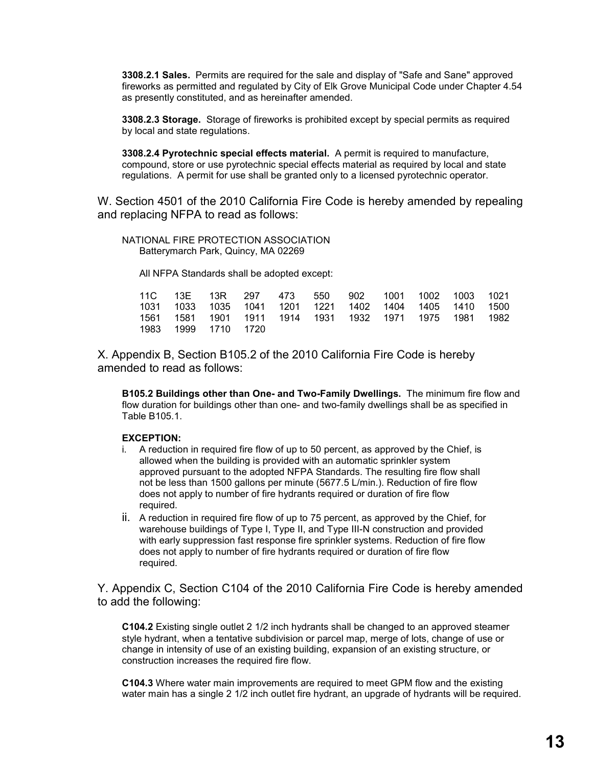**3308.2.1 Sales.** Permits are required for the sale and display of "Safe and Sane" approved fireworks as permitted and regulated by City of Elk Grove Municipal Code under Chapter 4.54 as presently constituted, and as hereinafter amended.

**3308.2.3 Storage.** Storage of fireworks is prohibited except by special permits as required by local and state regulations.

**3308.2.4 Pyrotechnic special effects material.** A permit is required to manufacture, compound, store or use pyrotechnic special effects material as required by local and state regulations. A permit for use shall be granted only to a licensed pyrotechnic operator.

W. Section 4501 of the 2010 California Fire Code is hereby amended by repealing and replacing NFPA to read as follows:

NATIONAL FIRE PROTECTION ASSOCIATION
Batterymarch Park, Quincy, MA 02269

All NFPA Standards shall be adopted except:

| | | | | | | | | | | |
|---|---|---|---|---|---|---|---|---|---|---|
| 11C | 13E | 13R | 297 | 473 | 550 | 902 | 1001 | 1002 | 1003 | 1021 |
| 1031 | 1033 | 1035 | 1041 | 1201 | 1221 | 1402 | 1404 | 1405 | 1410 | 1500 |
| 1561 | 1581 | 1901 | 1911 | 1914 | 1931 | 1932 | 1971 | 1975 | 1981 | 1982 |
| 1983 | 1999 | 1710 | 1720 | | | | | | | |

X. Appendix B, Section B105.2 of the 2010 California Fire Code is hereby amended to read as follows:

**B105.2 Buildings other than One- and Two-Family Dwellings.** The minimum fire flow and flow duration for buildings other than one- and two-family dwellings shall be as specified in Table B105.1.

**EXCEPTION:**

i. A reduction in required fire flow of up to 50 percent, as approved by the Chief, is allowed when the building is provided with an automatic sprinkler system approved pursuant to the adopted NFPA Standards. The resulting fire flow shall not be less than 1500 gallons per minute (5677.5 L/min.). Reduction of fire flow does not apply to number of fire hydrants required or duration of fire flow required.

ii. A reduction in required fire flow of up to 75 percent, as approved by the Chief, for warehouse buildings of Type I, Type II, and Type III-N construction and provided with early suppression fast response fire sprinkler systems. Reduction of fire flow does not apply to number of fire hydrants required or duration of fire flow required.

Y. Appendix C, Section C104 of the 2010 California Fire Code is hereby amended to add the following:

**C104.2** Existing single outlet 2 1/2 inch hydrants shall be changed to an approved steamer style hydrant, when a tentative subdivision or parcel map, merge of lots, change of use or change in intensity of use of an existing building, expansion of an existing structure, or construction increases the required fire flow.

**C104.3** Where water main improvements are required to meet GPM flow and the existing water main has a single 2 1/2 inch outlet fire hydrant, an upgrade of hydrants will be required.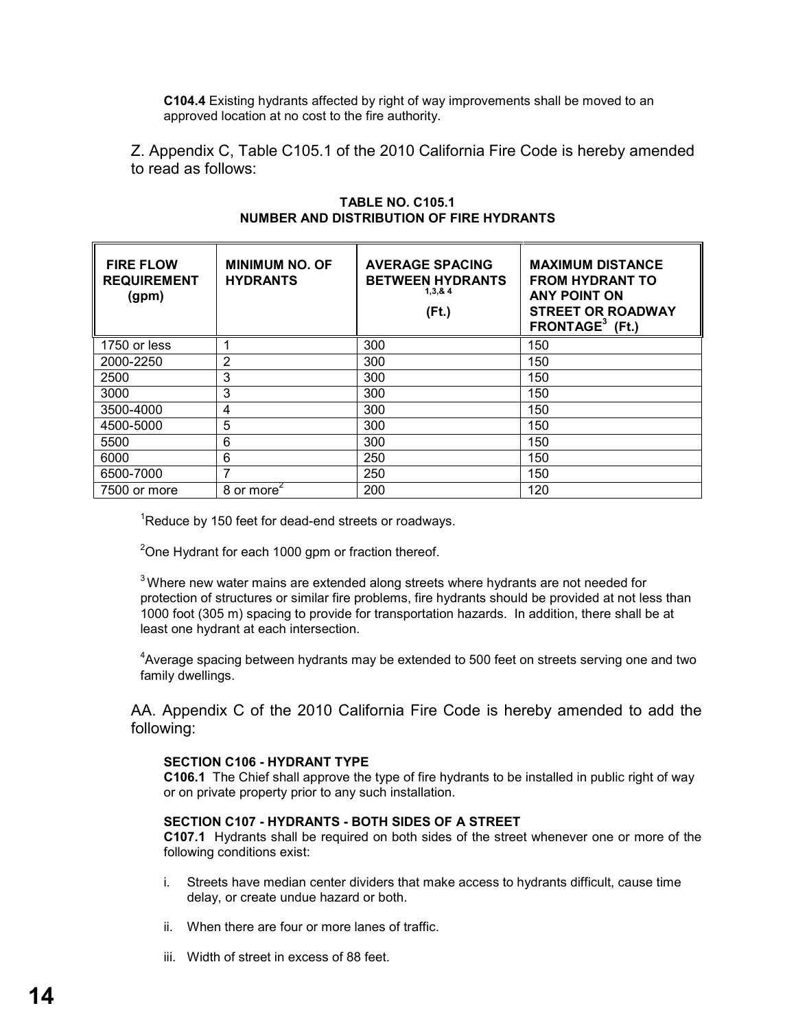**C104.4** Existing hydrants affected by right of way improvements shall be moved to an approved location at no cost to the fire authority.

Z. Appendix C, Table C105.1 of the 2010 California Fire Code is hereby amended to read as follows:

**TABLE NO. C105.1**
**NUMBER AND DISTRIBUTION OF FIRE HYDRANTS**

| FIRE FLOW REQUIREMENT (gpm) | MINIMUM NO. OF HYDRANTS | AVERAGE SPACING BETWEEN HYDRANTS [1,3,& 4] (Ft.) | MAXIMUM DISTANCE FROM HYDRANT TO ANY POINT ON STREET OR ROADWAY FRONTAGE[3] (Ft.) |
|---|---|---|---|
| 1750 or less | 1 | 300 | 150 |
| 2000-2250 | 2 | 300 | 150 |
| 2500 | 3 | 300 | 150 |
| 3000 | 3 | 300 | 150 |
| 3500-4000 | 4 | 300 | 150 |
| 4500-5000 | 5 | 300 | 150 |
| 5500 | 6 | 300 | 150 |
| 6000 | 6 | 250 | 150 |
| 6500-7000 | 7 | 250 | 150 |
| 7500 or more | 8 or more[2] | 200 | 120 |

[1]Reduce by 150 feet for dead-end streets or roadways.

[2]One Hydrant for each 1000 gpm or fraction thereof.

[3]Where new water mains are extended along streets where hydrants are not needed for protection of structures or similar fire problems, fire hydrants should be provided at not less than 1000 foot (305 m) spacing to provide for transportation hazards. In addition, there shall be at least one hydrant at each intersection.

[4]Average spacing between hydrants may be extended to 500 feet on streets serving one and two family dwellings.

AA. Appendix C of the 2010 California Fire Code is hereby amended to add the following:

**SECTION C106 - HYDRANT TYPE**

**C106.1** The Chief shall approve the type of fire hydrants to be installed in public right of way or on private property prior to any such installation.

**SECTION C107 - HYDRANTS - BOTH SIDES OF A STREET**

**C107.1** Hydrants shall be required on both sides of the street whenever one or more of the following conditions exist:

i. Streets have median center dividers that make access to hydrants difficult, cause time delay, or create undue hazard or both.

ii. When there are four or more lanes of traffic.

iii. Width of street in excess of 88 feet.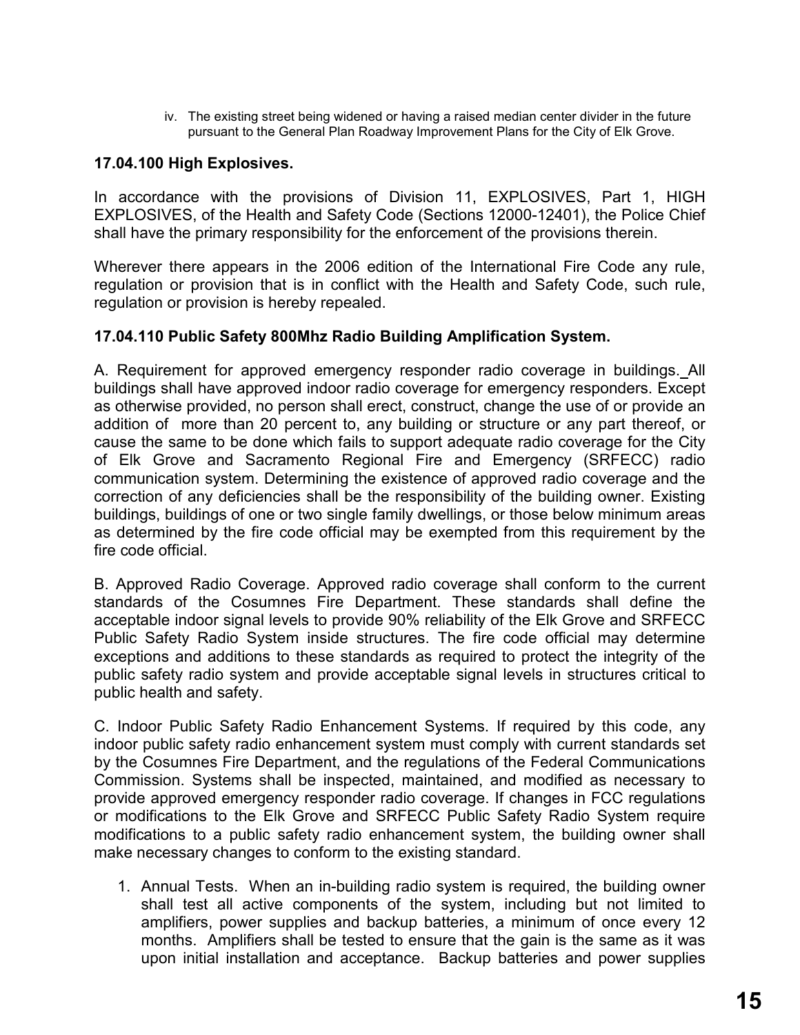iv. The existing street being widened or having a raised median center divider in the future pursuant to the General Plan Roadway Improvement Plans for the City of Elk Grove.

**17.04.100 High Explosives.**

In accordance with the provisions of Division 11, EXPLOSIVES, Part 1, HIGH EXPLOSIVES, of the Health and Safety Code (Sections 12000-12401), the Police Chief shall have the primary responsibility for the enforcement of the provisions therein.

Wherever there appears in the 2006 edition of the International Fire Code any rule, regulation or provision that is in conflict with the Health and Safety Code, such rule, regulation or provision is hereby repealed.

**17.04.110 Public Safety 800Mhz Radio Building Amplification System.**

A. Requirement for approved emergency responder radio coverage in buildings. All buildings shall have approved indoor radio coverage for emergency responders. Except as otherwise provided, no person shall erect, construct, change the use of or provide an addition of more than 20 percent to, any building or structure or any part thereof, or cause the same to be done which fails to support adequate radio coverage for the City of Elk Grove and Sacramento Regional Fire and Emergency (SRFECC) radio communication system. Determining the existence of approved radio coverage and the correction of any deficiencies shall be the responsibility of the building owner. Existing buildings, buildings of one or two single family dwellings, or those below minimum areas as determined by the fire code official may be exempted from this requirement by the fire code official.

B. Approved Radio Coverage. Approved radio coverage shall conform to the current standards of the Cosumnes Fire Department. These standards shall define the acceptable indoor signal levels to provide 90% reliability of the Elk Grove and SRFECC Public Safety Radio System inside structures. The fire code official may determine exceptions and additions to these standards as required to protect the integrity of the public safety radio system and provide acceptable signal levels in structures critical to public health and safety.

C. Indoor Public Safety Radio Enhancement Systems. If required by this code, any indoor public safety radio enhancement system must comply with current standards set by the Cosumnes Fire Department, and the regulations of the Federal Communications Commission. Systems shall be inspected, maintained, and modified as necessary to provide approved emergency responder radio coverage. If changes in FCC regulations or modifications to the Elk Grove and SRFECC Public Safety Radio System require modifications to a public safety radio enhancement system, the building owner shall make necessary changes to conform to the existing standard.

1. Annual Tests. When an in-building radio system is required, the building owner shall test all active components of the system, including but not limited to amplifiers, power supplies and backup batteries, a minimum of once every 12 months. Amplifiers shall be tested to ensure that the gain is the same as it was upon initial installation and acceptance. Backup batteries and power supplies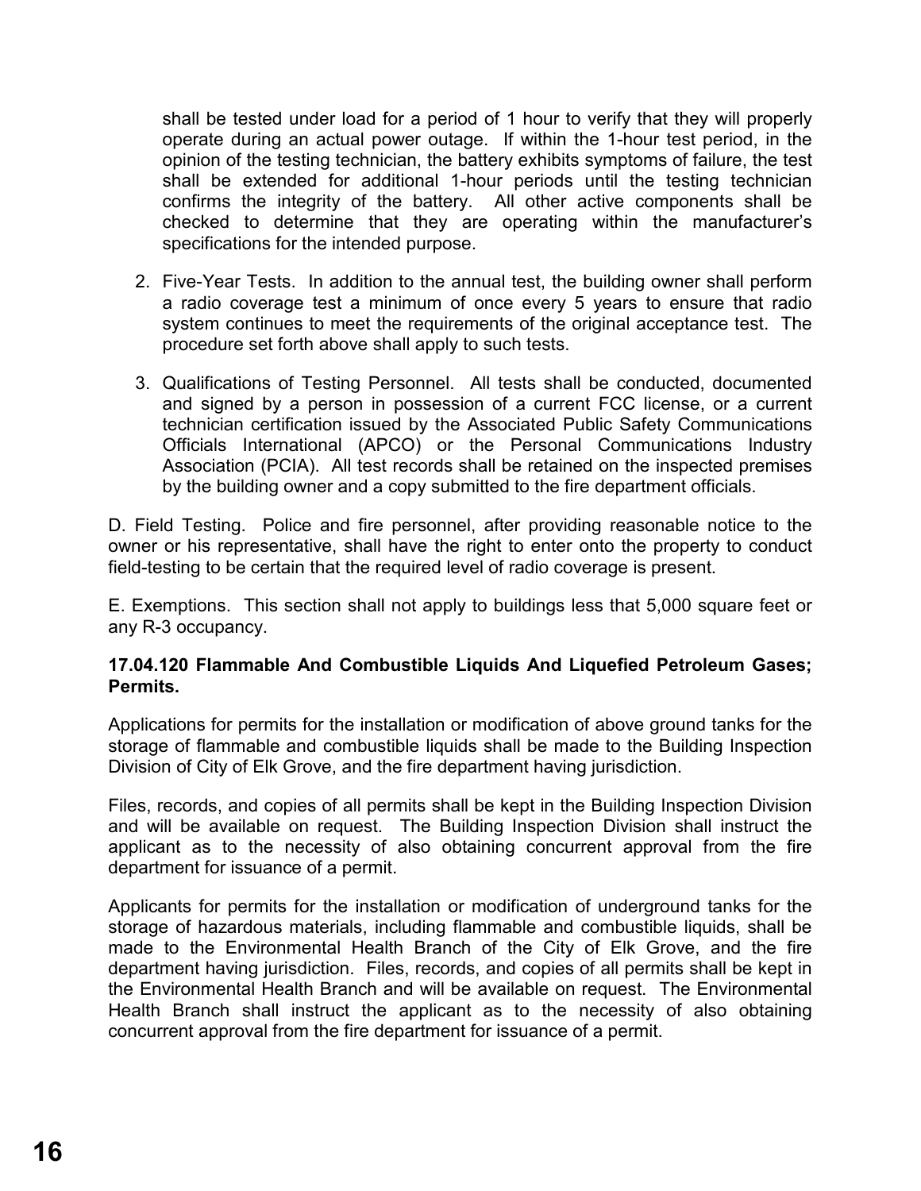shall be tested under load for a period of 1 hour to verify that they will properly operate during an actual power outage. If within the 1-hour test period, in the opinion of the testing technician, the battery exhibits symptoms of failure, the test shall be extended for additional 1-hour periods until the testing technician confirms the integrity of the battery. All other active components shall be checked to determine that they are operating within the manufacturer's specifications for the intended purpose.

2. Five-Year Tests. In addition to the annual test, the building owner shall perform a radio coverage test a minimum of once every 5 years to ensure that radio system continues to meet the requirements of the original acceptance test. The procedure set forth above shall apply to such tests.

3. Qualifications of Testing Personnel. All tests shall be conducted, documented and signed by a person in possession of a current FCC license, or a current technician certification issued by the Associated Public Safety Communications Officials International (APCO) or the Personal Communications Industry Association (PCIA). All test records shall be retained on the inspected premises by the building owner and a copy submitted to the fire department officials.

D. Field Testing. Police and fire personnel, after providing reasonable notice to the owner or his representative, shall have the right to enter onto the property to conduct field-testing to be certain that the required level of radio coverage is present.

E. Exemptions. This section shall not apply to buildings less that 5,000 square feet or any R-3 occupancy.

**17.04.120 Flammable And Combustible Liquids And Liquefied Petroleum Gases; Permits.**

Applications for permits for the installation or modification of above ground tanks for the storage of flammable and combustible liquids shall be made to the Building Inspection Division of City of Elk Grove, and the fire department having jurisdiction.

Files, records, and copies of all permits shall be kept in the Building Inspection Division and will be available on request. The Building Inspection Division shall instruct the applicant as to the necessity of also obtaining concurrent approval from the fire department for issuance of a permit.

Applicants for permits for the installation or modification of underground tanks for the storage of hazardous materials, including flammable and combustible liquids, shall be made to the Environmental Health Branch of the City of Elk Grove, and the fire department having jurisdiction. Files, records, and copies of all permits shall be kept in the Environmental Health Branch and will be available on request. The Environmental Health Branch shall instruct the applicant as to the necessity of also obtaining concurrent approval from the fire department for issuance of a permit.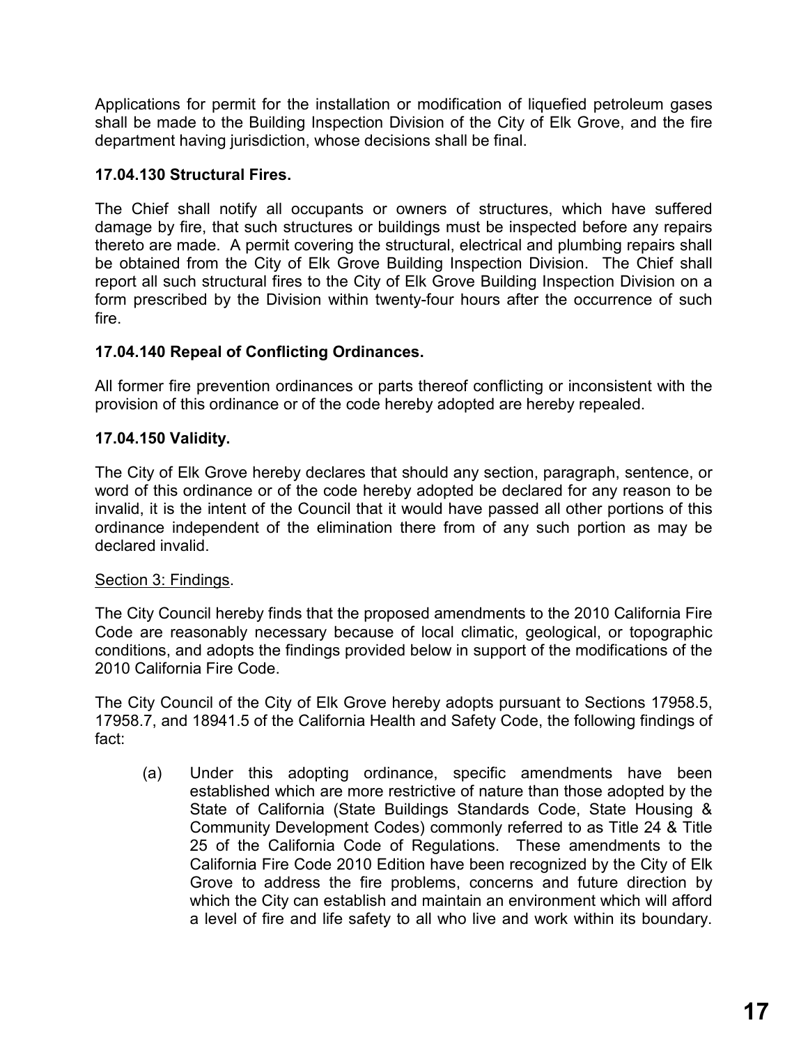Applications for permit for the installation or modification of liquefied petroleum gases shall be made to the Building Inspection Division of the City of Elk Grove, and the fire department having jurisdiction, whose decisions shall be final.

**17.04.130 Structural Fires.**

The Chief shall notify all occupants or owners of structures, which have suffered damage by fire, that such structures or buildings must be inspected before any repairs thereto are made. A permit covering the structural, electrical and plumbing repairs shall be obtained from the City of Elk Grove Building Inspection Division. The Chief shall report all such structural fires to the City of Elk Grove Building Inspection Division on a form prescribed by the Division within twenty-four hours after the occurrence of such fire.

**17.04.140 Repeal of Conflicting Ordinances.**

All former fire prevention ordinances or parts thereof conflicting or inconsistent with the provision of this ordinance or of the code hereby adopted are hereby repealed.

**17.04.150 Validity.**

The City of Elk Grove hereby declares that should any section, paragraph, sentence, or word of this ordinance or of the code hereby adopted be declared for any reason to be invalid, it is the intent of the Council that it would have passed all other portions of this ordinance independent of the elimination there from of any such portion as may be declared invalid.

Section 3: Findings.

The City Council hereby finds that the proposed amendments to the 2010 California Fire Code are reasonably necessary because of local climatic, geological, or topographic conditions, and adopts the findings provided below in support of the modifications of the 2010 California Fire Code.

The City Council of the City of Elk Grove hereby adopts pursuant to Sections 17958.5, 17958.7, and 18941.5 of the California Health and Safety Code, the following findings of fact:

(a) Under this adopting ordinance, specific amendments have been established which are more restrictive of nature than those adopted by the State of California (State Buildings Standards Code, State Housing & Community Development Codes) commonly referred to as Title 24 & Title 25 of the California Code of Regulations. These amendments to the California Fire Code 2010 Edition have been recognized by the City of Elk Grove to address the fire problems, concerns and future direction by which the City can establish and maintain an environment which will afford a level of fire and life safety to all who live and work within its boundary.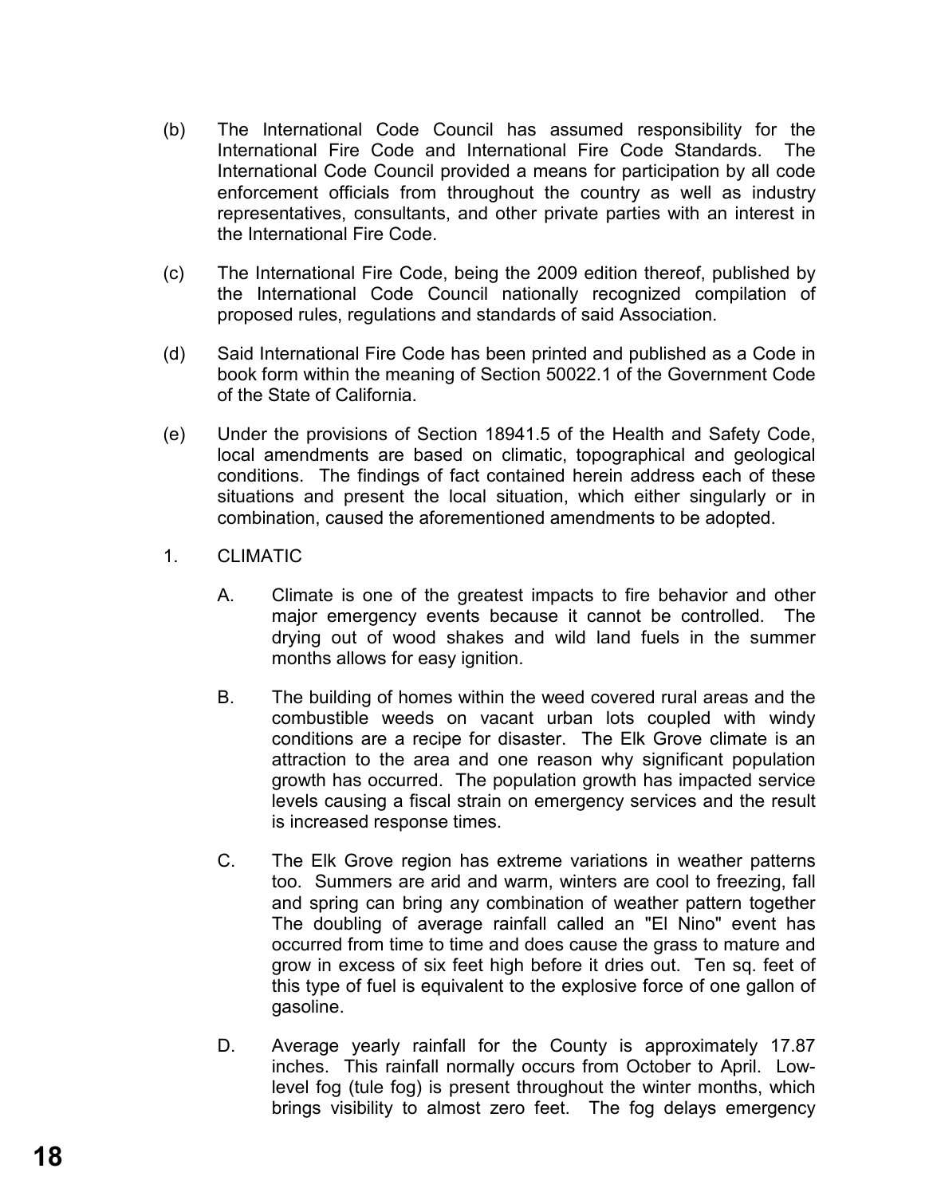(b) The International Code Council has assumed responsibility for the International Fire Code and International Fire Code Standards. The International Code Council provided a means for participation by all code enforcement officials from throughout the country as well as industry representatives, consultants, and other private parties with an interest in the International Fire Code.

(c) The International Fire Code, being the 2009 edition thereof, published by the International Code Council nationally recognized compilation of proposed rules, regulations and standards of said Association.

(d) Said International Fire Code has been printed and published as a Code in book form within the meaning of Section 50022.1 of the Government Code of the State of California.

(e) Under the provisions of Section 18941.5 of the Health and Safety Code, local amendments are based on climatic, topographical and geological conditions. The findings of fact contained herein address each of these situations and present the local situation, which either singularly or in combination, caused the aforementioned amendments to be adopted.

1. CLIMATIC

   A. Climate is one of the greatest impacts to fire behavior and other major emergency events because it cannot be controlled. The drying out of wood shakes and wild land fuels in the summer months allows for easy ignition.

   B. The building of homes within the weed covered rural areas and the combustible weeds on vacant urban lots coupled with windy conditions are a recipe for disaster. The Elk Grove climate is an attraction to the area and one reason why significant population growth has occurred. The population growth has impacted service levels causing a fiscal strain on emergency services and the result is increased response times.

   C. The Elk Grove region has extreme variations in weather patterns too. Summers are arid and warm, winters are cool to freezing, fall and spring can bring any combination of weather pattern together The doubling of average rainfall called an "El Nino" event has occurred from time to time and does cause the grass to mature and grow in excess of six feet high before it dries out. Ten sq. feet of this type of fuel is equivalent to the explosive force of one gallon of gasoline.

   D. Average yearly rainfall for the County is approximately 17.87 inches. This rainfall normally occurs from October to April. Low-level fog (tule fog) is present throughout the winter months, which brings visibility to almost zero feet. The fog delays emergency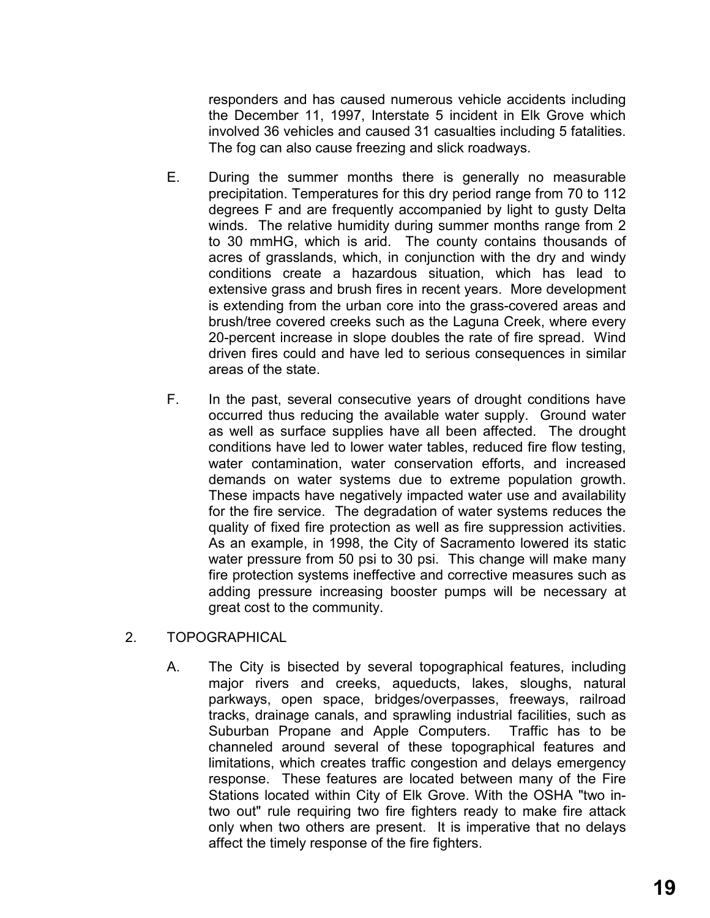responders and has caused numerous vehicle accidents including the December 11, 1997, Interstate 5 incident in Elk Grove which involved 36 vehicles and caused 31 casualties including 5 fatalities. The fog can also cause freezing and slick roadways.

E. During the summer months there is generally no measurable precipitation. Temperatures for this dry period range from 70 to 112 degrees F and are frequently accompanied by light to gusty Delta winds. The relative humidity during summer months range from 2 to 30 mmHG, which is arid. The county contains thousands of acres of grasslands, which, in conjunction with the dry and windy conditions create a hazardous situation, which has lead to extensive grass and brush fires in recent years. More development is extending from the urban core into the grass-covered areas and brush/tree covered creeks such as the Laguna Creek, where every 20-percent increase in slope doubles the rate of fire spread. Wind driven fires could and have led to serious consequences in similar areas of the state.

F. In the past, several consecutive years of drought conditions have occurred thus reducing the available water supply. Ground water as well as surface supplies have all been affected. The drought conditions have led to lower water tables, reduced fire flow testing, water contamination, water conservation efforts, and increased demands on water systems due to extreme population growth. These impacts have negatively impacted water use and availability for the fire service. The degradation of water systems reduces the quality of fixed fire protection as well as fire suppression activities. As an example, in 1998, the City of Sacramento lowered its static water pressure from 50 psi to 30 psi. This change will make many fire protection systems ineffective and corrective measures such as adding pressure increasing booster pumps will be necessary at great cost to the community.

2. TOPOGRAPHICAL

A. The City is bisected by several topographical features, including major rivers and creeks, aqueducts, lakes, sloughs, natural parkways, open space, bridges/overpasses, freeways, railroad tracks, drainage canals, and sprawling industrial facilities, such as Suburban Propane and Apple Computers. Traffic has to be channeled around several of these topographical features and limitations, which creates traffic congestion and delays emergency response. These features are located between many of the Fire Stations located within City of Elk Grove. With the OSHA "two in-two out" rule requiring two fire fighters ready to make fire attack only when two others are present. It is imperative that no delays affect the timely response of the fire fighters.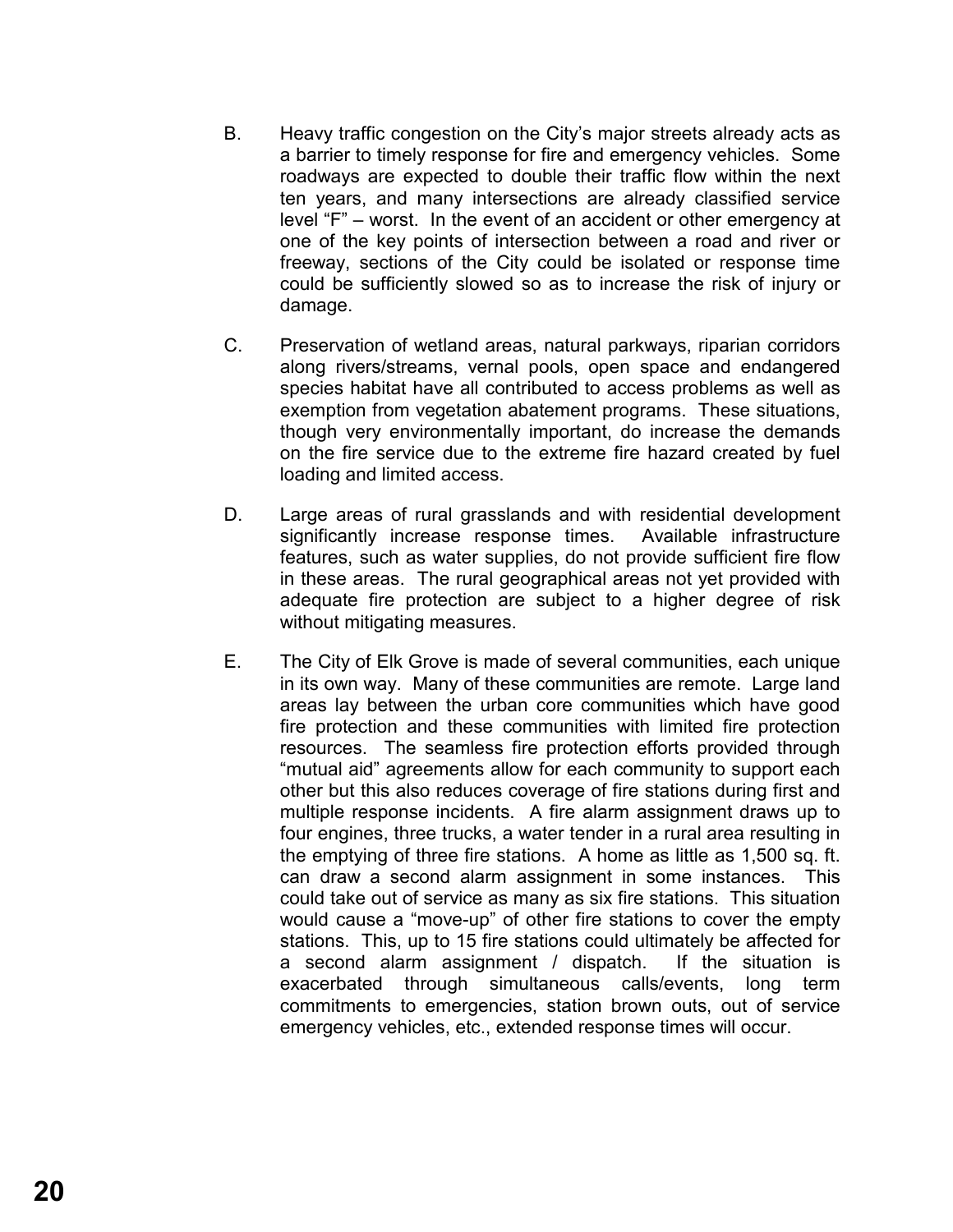B. Heavy traffic congestion on the City's major streets already acts as a barrier to timely response for fire and emergency vehicles. Some roadways are expected to double their traffic flow within the next ten years, and many intersections are already classified service level "F" – worst. In the event of an accident or other emergency at one of the key points of intersection between a road and river or freeway, sections of the City could be isolated or response time could be sufficiently slowed so as to increase the risk of injury or damage.

C. Preservation of wetland areas, natural parkways, riparian corridors along rivers/streams, vernal pools, open space and endangered species habitat have all contributed to access problems as well as exemption from vegetation abatement programs. These situations, though very environmentally important, do increase the demands on the fire service due to the extreme fire hazard created by fuel loading and limited access.

D. Large areas of rural grasslands and with residential development significantly increase response times. Available infrastructure features, such as water supplies, do not provide sufficient fire flow in these areas. The rural geographical areas not yet provided with adequate fire protection are subject to a higher degree of risk without mitigating measures.

E. The City of Elk Grove is made of several communities, each unique in its own way. Many of these communities are remote. Large land areas lay between the urban core communities which have good fire protection and these communities with limited fire protection resources. The seamless fire protection efforts provided through "mutual aid" agreements allow for each community to support each other but this also reduces coverage of fire stations during first and multiple response incidents. A fire alarm assignment draws up to four engines, three trucks, a water tender in a rural area resulting in the emptying of three fire stations. A home as little as 1,500 sq. ft. can draw a second alarm assignment in some instances. This could take out of service as many as six fire stations. This situation would cause a "move-up" of other fire stations to cover the empty stations. This, up to 15 fire stations could ultimately be affected for a second alarm assignment / dispatch. If the situation is exacerbated through simultaneous calls/events, long term commitments to emergencies, station brown outs, out of service emergency vehicles, etc., extended response times will occur.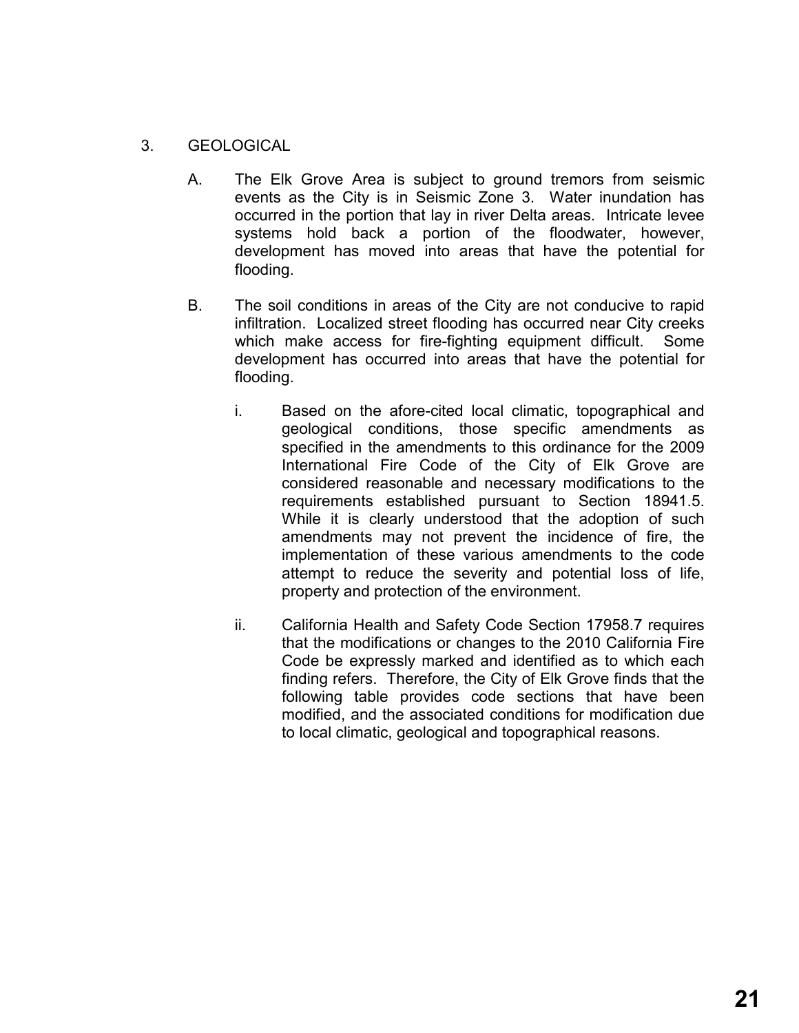3. GEOLOGICAL

   A. The Elk Grove Area is subject to ground tremors from seismic events as the City is in Seismic Zone 3. Water inundation has occurred in the portion that lay in river Delta areas. Intricate levee systems hold back a portion of the floodwater, however, development has moved into areas that have the potential for flooding.

   B. The soil conditions in areas of the City are not conducive to rapid infiltration. Localized street flooding has occurred near City creeks which make access for fire-fighting equipment difficult. Some development has occurred into areas that have the potential for flooding.

      i. Based on the afore-cited local climatic, topographical and geological conditions, those specific amendments as specified in the amendments to this ordinance for the 2009 International Fire Code of the City of Elk Grove are considered reasonable and necessary modifications to the requirements established pursuant to Section 18941.5. While it is clearly understood that the adoption of such amendments may not prevent the incidence of fire, the implementation of these various amendments to the code attempt to reduce the severity and potential loss of life, property and protection of the environment.

      ii. California Health and Safety Code Section 17958.7 requires that the modifications or changes to the 2010 California Fire Code be expressly marked and identified as to which each finding refers. Therefore, the City of Elk Grove finds that the following table provides code sections that have been modified, and the associated conditions for modification due to local climatic, geological and topographical reasons.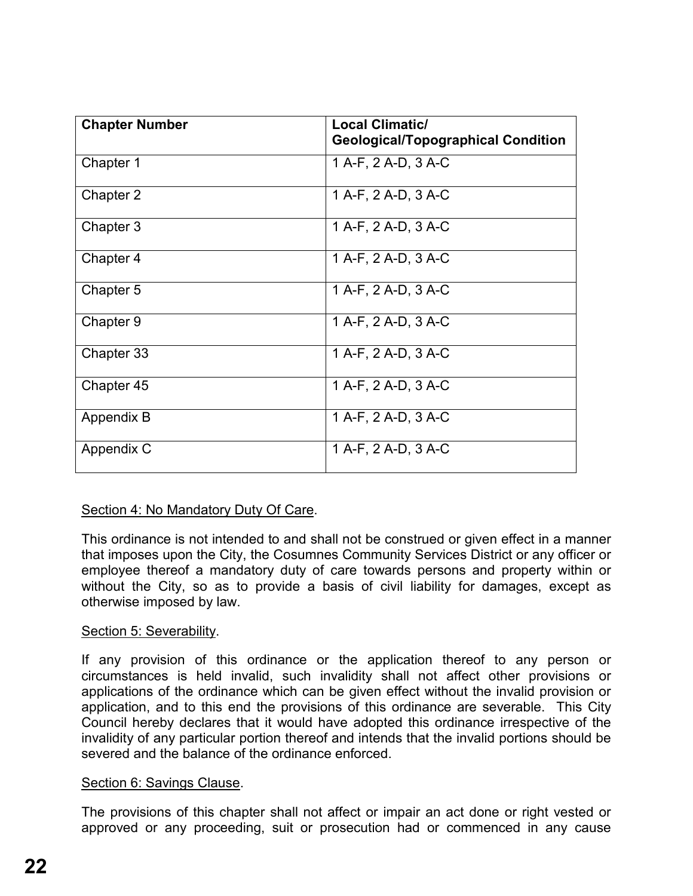| Chapter Number | Local Climatic/ Geological/Topographical Condition |
|---|---|
| Chapter 1 | 1 A-F, 2 A-D, 3 A-C |
| Chapter 2 | 1 A-F, 2 A-D, 3 A-C |
| Chapter 3 | 1 A-F, 2 A-D, 3 A-C |
| Chapter 4 | 1 A-F, 2 A-D, 3 A-C |
| Chapter 5 | 1 A-F, 2 A-D, 3 A-C |
| Chapter 9 | 1 A-F, 2 A-D, 3 A-C |
| Chapter 33 | 1 A-F, 2 A-D, 3 A-C |
| Chapter 45 | 1 A-F, 2 A-D, 3 A-C |
| Appendix B | 1 A-F, 2 A-D, 3 A-C |
| Appendix C | 1 A-F, 2 A-D, 3 A-C |

Section 4: No Mandatory Duty Of Care.

This ordinance is not intended to and shall not be construed or given effect in a manner that imposes upon the City, the Cosumnes Community Services District or any officer or employee thereof a mandatory duty of care towards persons and property within or without the City, so as to provide a basis of civil liability for damages, except as otherwise imposed by law.

Section 5: Severability.

If any provision of this ordinance or the application thereof to any person or circumstances is held invalid, such invalidity shall not affect other provisions or applications of the ordinance which can be given effect without the invalid provision or application, and to this end the provisions of this ordinance are severable. This City Council hereby declares that it would have adopted this ordinance irrespective of the invalidity of any particular portion thereof and intends that the invalid portions should be severed and the balance of the ordinance enforced.

Section 6: Savings Clause.

The provisions of this chapter shall not affect or impair an act done or right vested or approved or any proceeding, suit or prosecution had or commenced in any cause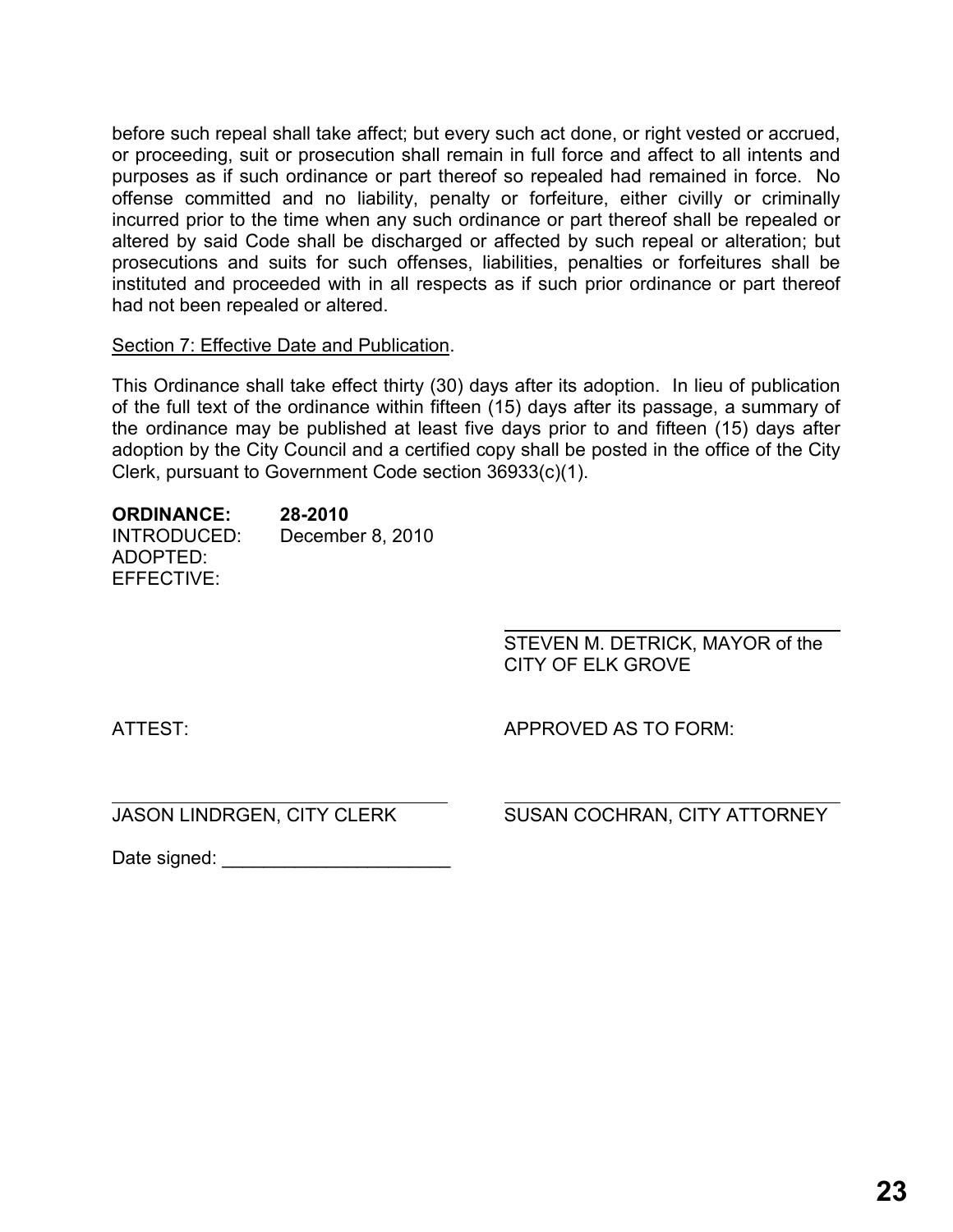before such repeal shall take affect; but every such act done, or right vested or accrued, or proceeding, suit or prosecution shall remain in full force and affect to all intents and purposes as if such ordinance or part thereof so repealed had remained in force. No offense committed and no liability, penalty or forfeiture, either civilly or criminally incurred prior to the time when any such ordinance or part thereof shall be repealed or altered by said Code shall be discharged or affected by such repeal or alteration; but prosecutions and suits for such offenses, liabilities, penalties or forfeitures shall be instituted and proceeded with in all respects as if such prior ordinance or part thereof had not been repealed or altered.

Section 7: Effective Date and Publication.

This Ordinance shall take effect thirty (30) days after its adoption. In lieu of publication of the full text of the ordinance within fifteen (15) days after its passage, a summary of the ordinance may be published at least five days prior to and fifteen (15) days after adoption by the City Council and a certified copy shall be posted in the office of the City Clerk, pursuant to Government Code section 36933(c)(1).

**ORDINANCE:** **28-2010**
INTRODUCED: December 8, 2010
ADOPTED:
EFFECTIVE:

\_\_\_\_\_\_\_\_\_\_\_\_\_\_\_\_\_\_\_\_\_\_\_\_\_\_\_\_\_\_\_\_
STEVEN M. DETRICK, MAYOR of the CITY OF ELK GROVE

ATTEST:

\_\_\_\_\_\_\_\_\_\_\_\_\_\_\_\_\_\_\_\_\_\_\_\_\_\_\_\_\_\_\_\_
JASON LINDRGEN, CITY CLERK

Date signed: \_\_\_\_\_\_\_\_\_\_\_\_\_\_\_\_\_\_\_\_\_\_

APPROVED AS TO FORM:

\_\_\_\_\_\_\_\_\_\_\_\_\_\_\_\_\_\_\_\_\_\_\_\_\_\_\_\_\_\_\_\_
SUSAN COCHRAN, CITY ATTORNEY